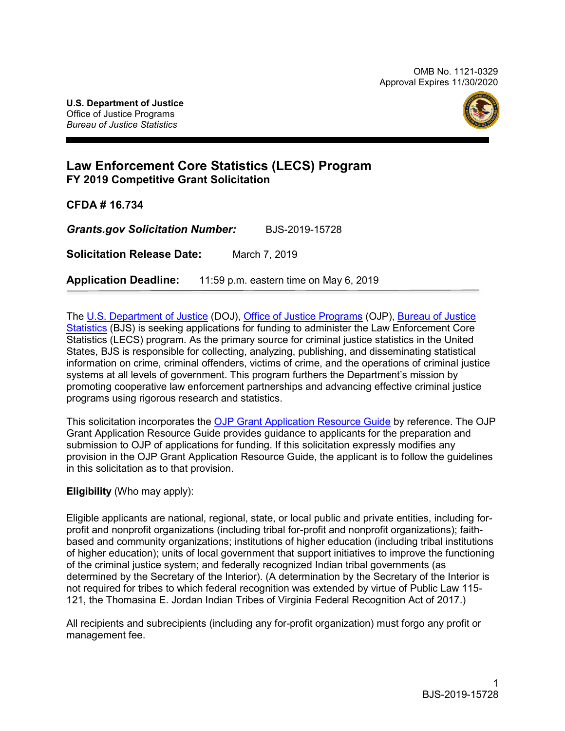OMB No. 1121-0329
Approval Expires 11/30/2020

**U.S. Department of Justice**
Office of Justice Programs
*Bureau of Justice Statistics*

# Law Enforcement Core Statistics (LECS) Program

## FY 2019 Competitive Grant Solicitation

**CFDA # 16.734**

***Grants.gov Solicitation Number:*** BJS-2019-15728

**Solicitation Release Date:** March 7, 2019

**Application Deadline:** 11:59 p.m. eastern time on May 6, 2019

The U.S. Department of Justice (DOJ), Office of Justice Programs (OJP), Bureau of Justice Statistics (BJS) is seeking applications for funding to administer the Law Enforcement Core Statistics (LECS) program. As the primary source for criminal justice statistics in the United States, BJS is responsible for collecting, analyzing, publishing, and disseminating statistical information on crime, criminal offenders, victims of crime, and the operations of criminal justice systems at all levels of government. This program furthers the Department's mission by promoting cooperative law enforcement partnerships and advancing effective criminal justice programs using rigorous research and statistics.

This solicitation incorporates the OJP Grant Application Resource Guide by reference. The OJP Grant Application Resource Guide provides guidance to applicants for the preparation and submission to OJP of applications for funding. If this solicitation expressly modifies any provision in the OJP Grant Application Resource Guide, the applicant is to follow the guidelines in this solicitation as to that provision.

**Eligibility** (Who may apply):

Eligible applicants are national, regional, state, or local public and private entities, including for-profit and nonprofit organizations (including tribal for-profit and nonprofit organizations); faith-based and community organizations; institutions of higher education (including tribal institutions of higher education); units of local government that support initiatives to improve the functioning of the criminal justice system; and federally recognized Indian tribal governments (as determined by the Secretary of the Interior). (A determination by the Secretary of the Interior is not required for tribes to which federal recognition was extended by virtue of Public Law 115-121, the Thomasina E. Jordan Indian Tribes of Virginia Federal Recognition Act of 2017.)

All recipients and subrecipients (including any for-profit organization) must forgo any profit or management fee.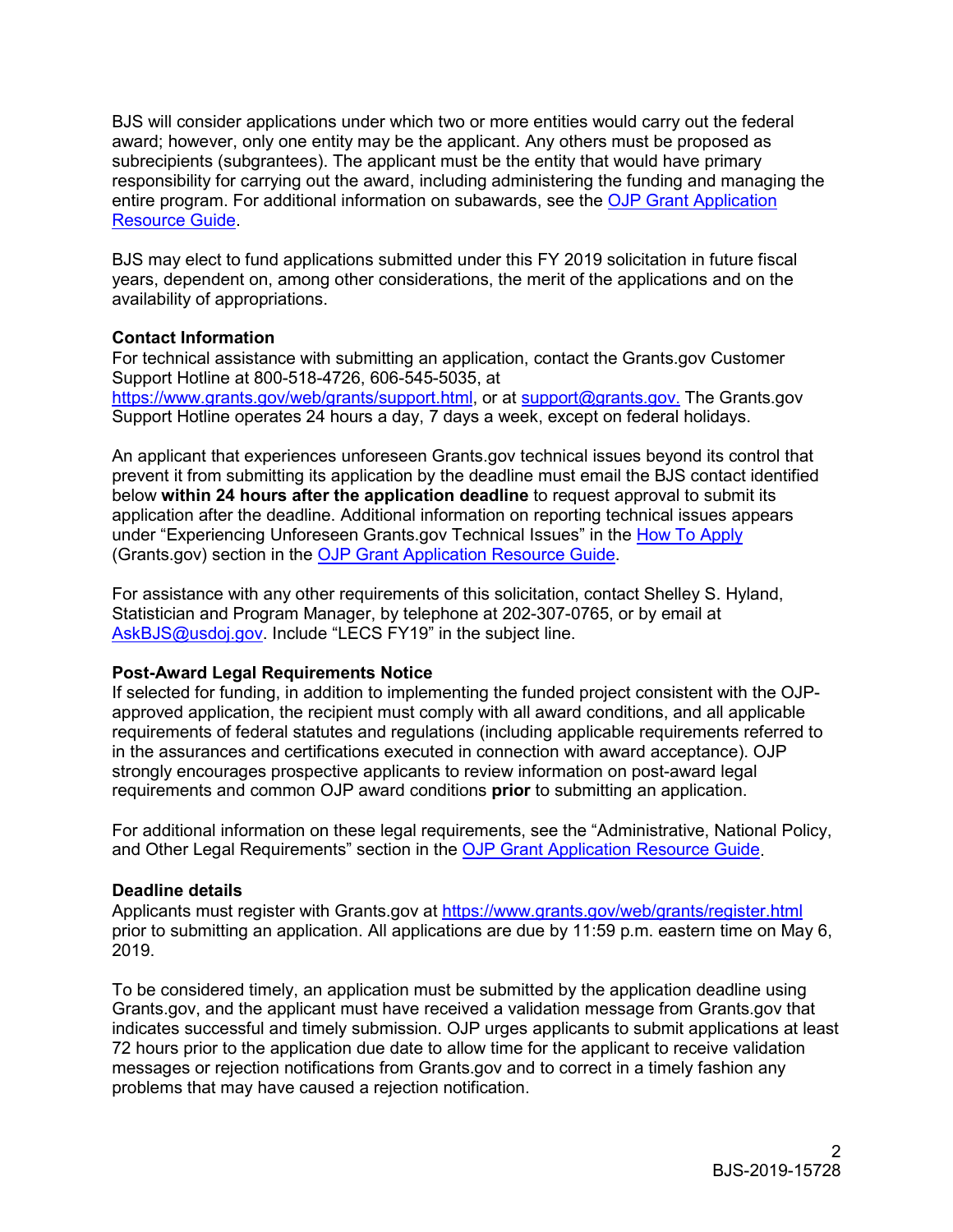BJS will consider applications under which two or more entities would carry out the federal award; however, only one entity may be the applicant. Any others must be proposed as subrecipients (subgrantees). The applicant must be the entity that would have primary responsibility for carrying out the award, including administering the funding and managing the entire program. For additional information on subawards, see the [OJP Grant Application Resource Guide](https://www.ojp.gov/funding/Apply/Resources/Grant-App-Resource-Guide.htm).

BJS may elect to fund applications submitted under this FY 2019 solicitation in future fiscal years, dependent on, among other considerations, the merit of the applications and on the availability of appropriations.

**Contact Information**
For technical assistance with submitting an application, contact the Grants.gov Customer Support Hotline at 800-518-4726, 606-545-5035, at https://www.grants.gov/web/grants/support.html, or at support@grants.gov. The Grants.gov Support Hotline operates 24 hours a day, 7 days a week, except on federal holidays.

An applicant that experiences unforeseen Grants.gov technical issues beyond its control that prevent it from submitting its application by the deadline must email the BJS contact identified below **within 24 hours after the application deadline** to request approval to submit its application after the deadline. Additional information on reporting technical issues appears under "Experiencing Unforeseen Grants.gov Technical Issues" in the How To Apply (Grants.gov) section in the OJP Grant Application Resource Guide.

For assistance with any other requirements of this solicitation, contact Shelley S. Hyland, Statistician and Program Manager, by telephone at 202-307-0765, or by email at AskBJS@usdoj.gov. Include "LECS FY19" in the subject line.

**Post-Award Legal Requirements Notice**
If selected for funding, in addition to implementing the funded project consistent with the OJP-approved application, the recipient must comply with all award conditions, and all applicable requirements of federal statutes and regulations (including applicable requirements referred to in the assurances and certifications executed in connection with award acceptance). OJP strongly encourages prospective applicants to review information on post-award legal requirements and common OJP award conditions **prior** to submitting an application.

For additional information on these legal requirements, see the "Administrative, National Policy, and Other Legal Requirements" section in the OJP Grant Application Resource Guide.

**Deadline details**
Applicants must register with Grants.gov at https://www.grants.gov/web/grants/register.html prior to submitting an application. All applications are due by 11:59 p.m. eastern time on May 6, 2019.

To be considered timely, an application must be submitted by the application deadline using Grants.gov, and the applicant must have received a validation message from Grants.gov that indicates successful and timely submission. OJP urges applicants to submit applications at least 72 hours prior to the application due date to allow time for the applicant to receive validation messages or rejection notifications from Grants.gov and to correct in a timely fashion any problems that may have caused a rejection notification.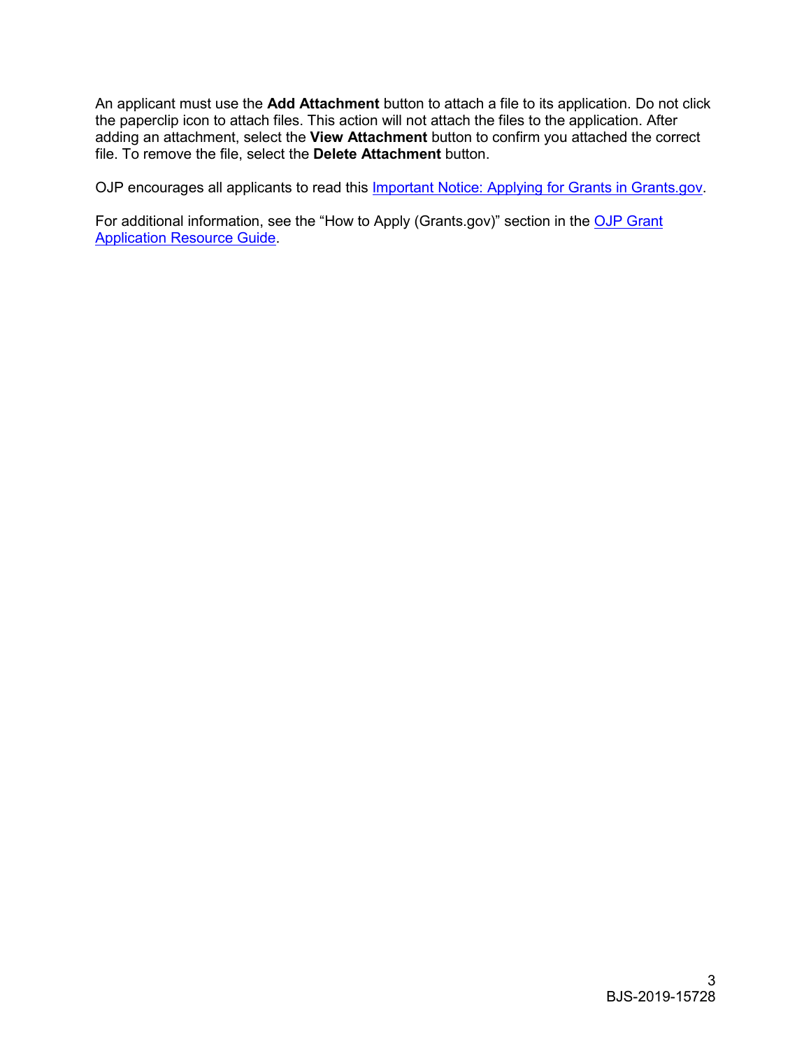An applicant must use the **Add Attachment** button to attach a file to its application. Do not click the paperclip icon to attach files. This action will not attach the files to the application. After adding an attachment, select the **View Attachment** button to confirm you attached the correct file. To remove the file, select the **Delete Attachment** button.

OJP encourages all applicants to read this Important Notice: Applying for Grants in Grants.gov.

For additional information, see the "How to Apply (Grants.gov)" section in the OJP Grant Application Resource Guide.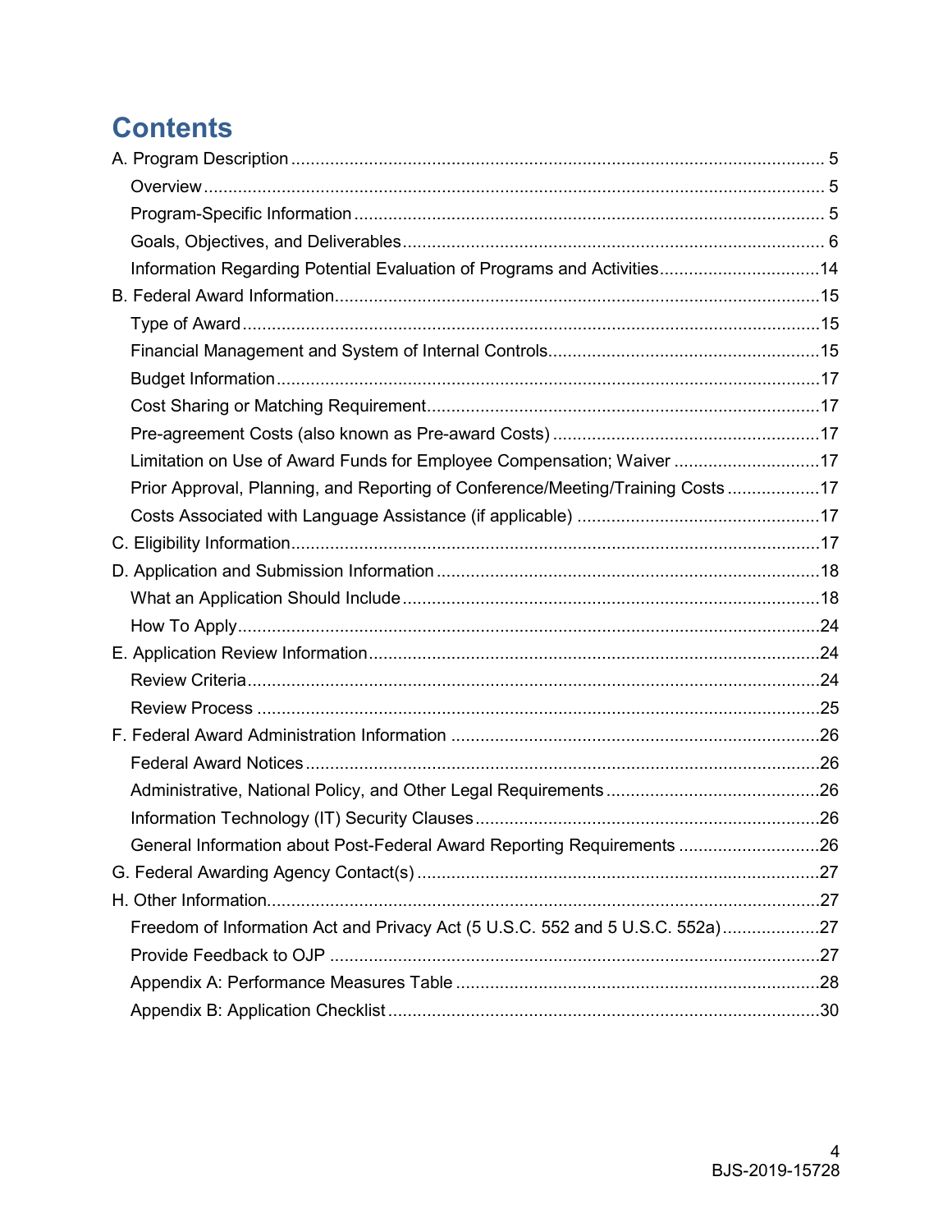# Contents

- A. Program Description ... 5
  - Overview ... 5
  - Program-Specific Information ... 5
  - Goals, Objectives, and Deliverables ... 6
  - Information Regarding Potential Evaluation of Programs and Activities ... 14
- B. Federal Award Information ... 15
  - Type of Award ... 15
  - Financial Management and System of Internal Controls ... 15
  - Budget Information ... 17
  - Cost Sharing or Matching Requirement ... 17
  - Pre-agreement Costs (also known as Pre-award Costs) ... 17
  - Limitation on Use of Award Funds for Employee Compensation; Waiver ... 17
  - Prior Approval, Planning, and Reporting of Conference/Meeting/Training Costs ... 17
  - Costs Associated with Language Assistance (if applicable) ... 17
- C. Eligibility Information ... 17
- D. Application and Submission Information ... 18
  - What an Application Should Include ... 18
  - How To Apply ... 24
- E. Application Review Information ... 24
  - Review Criteria ... 24
  - Review Process ... 25
- F. Federal Award Administration Information ... 26
  - Federal Award Notices ... 26
  - Administrative, National Policy, and Other Legal Requirements ... 26
  - Information Technology (IT) Security Clauses ... 26
  - General Information about Post-Federal Award Reporting Requirements ... 26
- G. Federal Awarding Agency Contact(s) ... 27
- H. Other Information ... 27
  - Freedom of Information Act and Privacy Act (5 U.S.C. 552 and 5 U.S.C. 552a) ... 27
  - Provide Feedback to OJP ... 27
  - Appendix A: Performance Measures Table ... 28
  - Appendix B: Application Checklist ... 30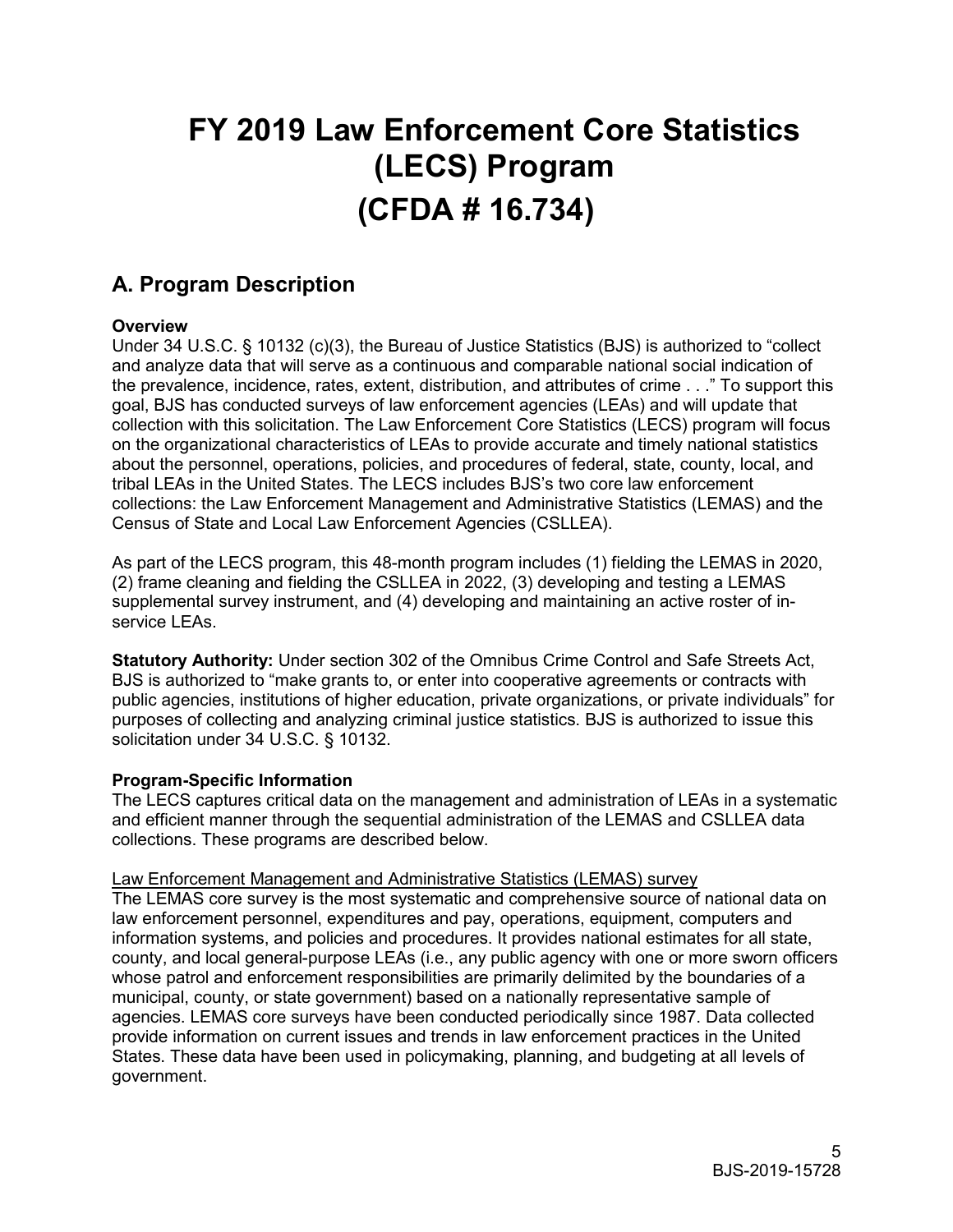# FY 2019 Law Enforcement Core Statistics (LECS) Program (CFDA # 16.734)

## A. Program Description

**Overview**

Under 34 U.S.C. § 10132 (c)(3), the Bureau of Justice Statistics (BJS) is authorized to "collect and analyze data that will serve as a continuous and comparable national social indication of the prevalence, incidence, rates, extent, distribution, and attributes of crime . . ." To support this goal, BJS has conducted surveys of law enforcement agencies (LEAs) and will update that collection with this solicitation. The Law Enforcement Core Statistics (LECS) program will focus on the organizational characteristics of LEAs to provide accurate and timely national statistics about the personnel, operations, policies, and procedures of federal, state, county, local, and tribal LEAs in the United States. The LECS includes BJS's two core law enforcement collections: the Law Enforcement Management and Administrative Statistics (LEMAS) and the Census of State and Local Law Enforcement Agencies (CSLLEA).

As part of the LECS program, this 48-month program includes (1) fielding the LEMAS in 2020, (2) frame cleaning and fielding the CSLLEA in 2022, (3) developing and testing a LEMAS supplemental survey instrument, and (4) developing and maintaining an active roster of in-service LEAs.

**Statutory Authority:** Under section 302 of the Omnibus Crime Control and Safe Streets Act, BJS is authorized to "make grants to, or enter into cooperative agreements or contracts with public agencies, institutions of higher education, private organizations, or private individuals" for purposes of collecting and analyzing criminal justice statistics. BJS is authorized to issue this solicitation under 34 U.S.C. § 10132.

**Program-Specific Information**

The LECS captures critical data on the management and administration of LEAs in a systematic and efficient manner through the sequential administration of the LEMAS and CSLLEA data collections. These programs are described below.

Law Enforcement Management and Administrative Statistics (LEMAS) survey

The LEMAS core survey is the most systematic and comprehensive source of national data on law enforcement personnel, expenditures and pay, operations, equipment, computers and information systems, and policies and procedures. It provides national estimates for all state, county, and local general-purpose LEAs (i.e., any public agency with one or more sworn officers whose patrol and enforcement responsibilities are primarily delimited by the boundaries of a municipal, county, or state government) based on a nationally representative sample of agencies. LEMAS core surveys have been conducted periodically since 1987. Data collected provide information on current issues and trends in law enforcement practices in the United States. These data have been used in policymaking, planning, and budgeting at all levels of government.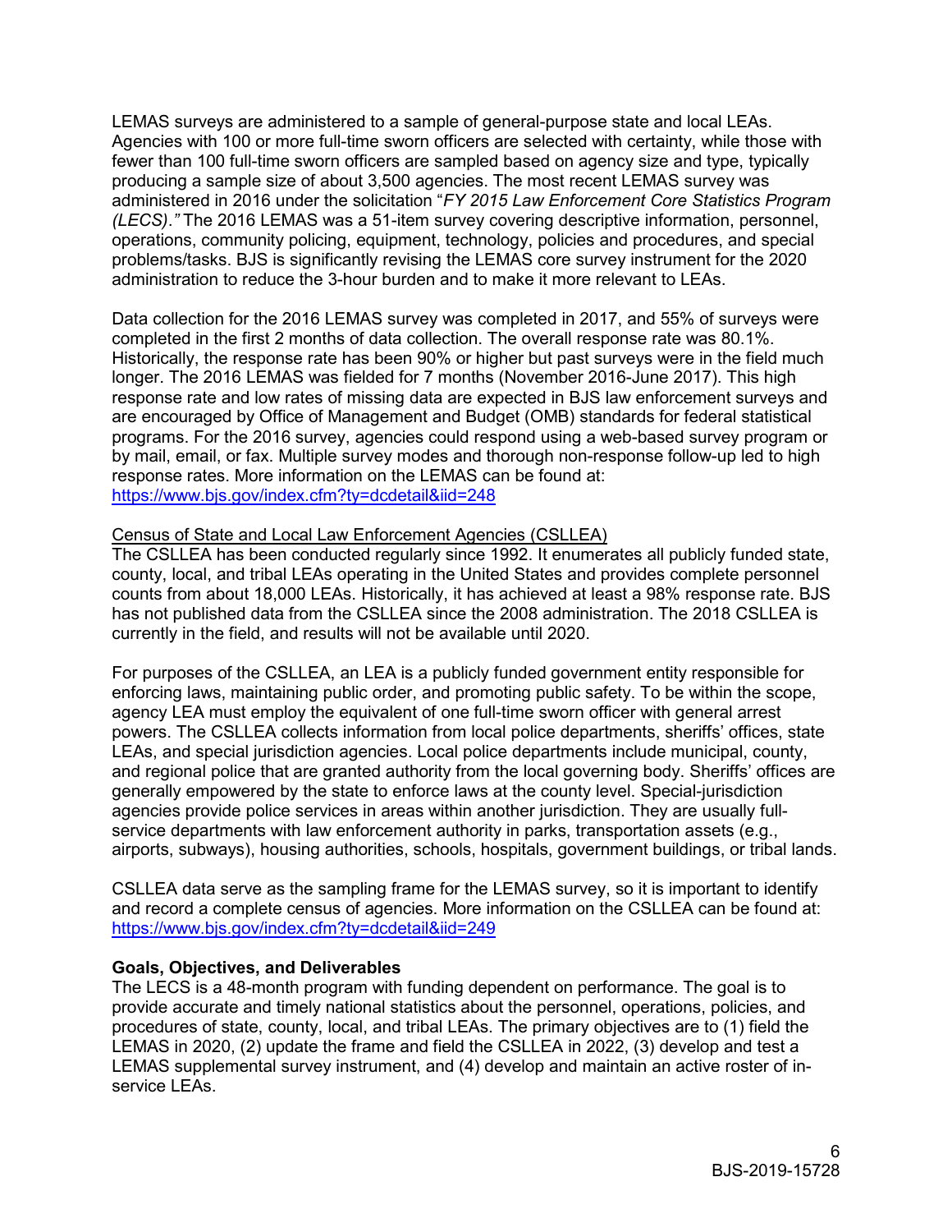LEMAS surveys are administered to a sample of general-purpose state and local LEAs. Agencies with 100 or more full-time sworn officers are selected with certainty, while those with fewer than 100 full-time sworn officers are sampled based on agency size and type, typically producing a sample size of about 3,500 agencies. The most recent LEMAS survey was administered in 2016 under the solicitation "*FY 2015 Law Enforcement Core Statistics Program (LECS).*" The 2016 LEMAS was a 51-item survey covering descriptive information, personnel, operations, community policing, equipment, technology, policies and procedures, and special problems/tasks. BJS is significantly revising the LEMAS core survey instrument for the 2020 administration to reduce the 3-hour burden and to make it more relevant to LEAs.

Data collection for the 2016 LEMAS survey was completed in 2017, and 55% of surveys were completed in the first 2 months of data collection. The overall response rate was 80.1%. Historically, the response rate has been 90% or higher but past surveys were in the field much longer. The 2016 LEMAS was fielded for 7 months (November 2016-June 2017). This high response rate and low rates of missing data are expected in BJS law enforcement surveys and are encouraged by Office of Management and Budget (OMB) standards for federal statistical programs. For the 2016 survey, agencies could respond using a web-based survey program or by mail, email, or fax. Multiple survey modes and thorough non-response follow-up led to high response rates. More information on the LEMAS can be found at: https://www.bjs.gov/index.cfm?ty=dcdetail&iid=248

Census of State and Local Law Enforcement Agencies (CSLLEA)
The CSLLEA has been conducted regularly since 1992. It enumerates all publicly funded state, county, local, and tribal LEAs operating in the United States and provides complete personnel counts from about 18,000 LEAs. Historically, it has achieved at least a 98% response rate. BJS has not published data from the CSLLEA since the 2008 administration. The 2018 CSLLEA is currently in the field, and results will not be available until 2020.

For purposes of the CSLLEA, an LEA is a publicly funded government entity responsible for enforcing laws, maintaining public order, and promoting public safety. To be within the scope, agency LEA must employ the equivalent of one full-time sworn officer with general arrest powers. The CSLLEA collects information from local police departments, sheriffs' offices, state LEAs, and special jurisdiction agencies. Local police departments include municipal, county, and regional police that are granted authority from the local governing body. Sheriffs' offices are generally empowered by the state to enforce laws at the county level. Special-jurisdiction agencies provide police services in areas within another jurisdiction. They are usually full-service departments with law enforcement authority in parks, transportation assets (e.g., airports, subways), housing authorities, schools, hospitals, government buildings, or tribal lands.

CSLLEA data serve as the sampling frame for the LEMAS survey, so it is important to identify and record a complete census of agencies. More information on the CSLLEA can be found at: https://www.bjs.gov/index.cfm?ty=dcdetail&iid=249

**Goals, Objectives, and Deliverables**
The LECS is a 48-month program with funding dependent on performance. The goal is to provide accurate and timely national statistics about the personnel, operations, policies, and procedures of state, county, local, and tribal LEAs. The primary objectives are to (1) field the LEMAS in 2020, (2) update the frame and field the CSLLEA in 2022, (3) develop and test a LEMAS supplemental survey instrument, and (4) develop and maintain an active roster of in-service LEAs.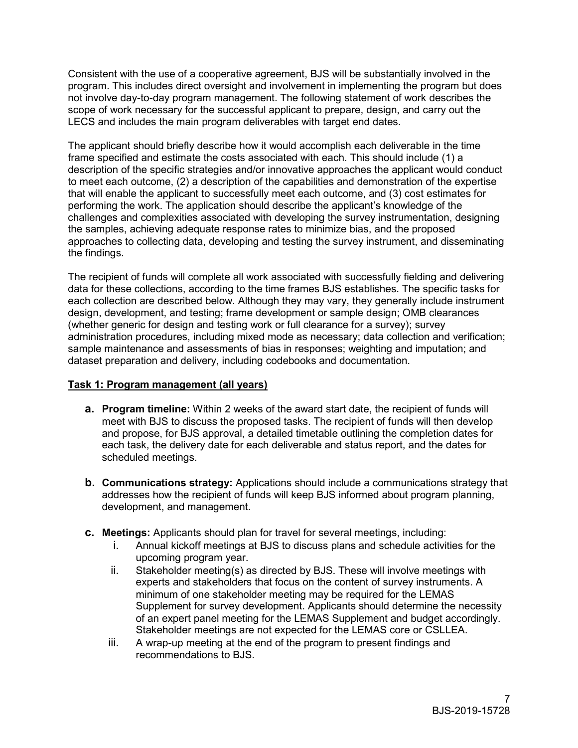Consistent with the use of a cooperative agreement, BJS will be substantially involved in the program. This includes direct oversight and involvement in implementing the program but does not involve day-to-day program management. The following statement of work describes the scope of work necessary for the successful applicant to prepare, design, and carry out the LECS and includes the main program deliverables with target end dates.

The applicant should briefly describe how it would accomplish each deliverable in the time frame specified and estimate the costs associated with each. This should include (1) a description of the specific strategies and/or innovative approaches the applicant would conduct to meet each outcome, (2) a description of the capabilities and demonstration of the expertise that will enable the applicant to successfully meet each outcome, and (3) cost estimates for performing the work. The application should describe the applicant's knowledge of the challenges and complexities associated with developing the survey instrumentation, designing the samples, achieving adequate response rates to minimize bias, and the proposed approaches to collecting data, developing and testing the survey instrument, and disseminating the findings.

The recipient of funds will complete all work associated with successfully fielding and delivering data for these collections, according to the time frames BJS establishes. The specific tasks for each collection are described below. Although they may vary, they generally include instrument design, development, and testing; frame development or sample design; OMB clearances (whether generic for design and testing work or full clearance for a survey); survey administration procedures, including mixed mode as necessary; data collection and verification; sample maintenance and assessments of bias in responses; weighting and imputation; and dataset preparation and delivery, including codebooks and documentation.

**Task 1: Program management (all years)**

- **a. Program timeline:** Within 2 weeks of the award start date, the recipient of funds will meet with BJS to discuss the proposed tasks. The recipient of funds will then develop and propose, for BJS approval, a detailed timetable outlining the completion dates for each task, the delivery date for each deliverable and status report, and the dates for scheduled meetings.
- **b. Communications strategy:** Applications should include a communications strategy that addresses how the recipient of funds will keep BJS informed about program planning, development, and management.
- **c. Meetings:** Applicants should plan for travel for several meetings, including:
  - i. Annual kickoff meetings at BJS to discuss plans and schedule activities for the upcoming program year.
  - ii. Stakeholder meeting(s) as directed by BJS. These will involve meetings with experts and stakeholders that focus on the content of survey instruments. A minimum of one stakeholder meeting may be required for the LEMAS Supplement for survey development. Applicants should determine the necessity of an expert panel meeting for the LEMAS Supplement and budget accordingly. Stakeholder meetings are not expected for the LEMAS core or CSLLEA.
  - iii. A wrap-up meeting at the end of the program to present findings and recommendations to BJS.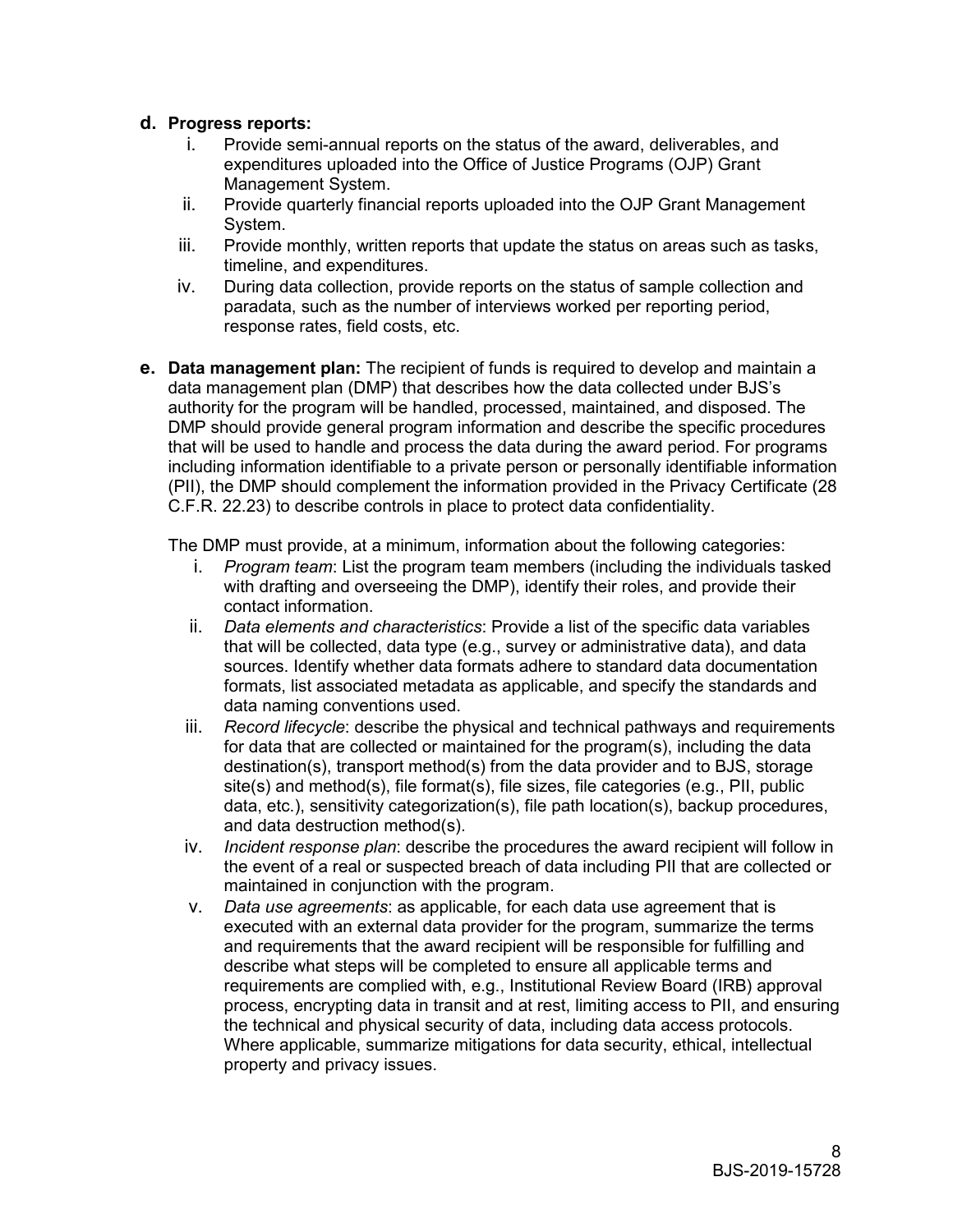**d. Progress reports:**

i. Provide semi-annual reports on the status of the award, deliverables, and expenditures uploaded into the Office of Justice Programs (OJP) Grant Management System.

ii. Provide quarterly financial reports uploaded into the OJP Grant Management System.

iii. Provide monthly, written reports that update the status on areas such as tasks, timeline, and expenditures.

iv. During data collection, provide reports on the status of sample collection and paradata, such as the number of interviews worked per reporting period, response rates, field costs, etc.

**e. Data management plan:** The recipient of funds is required to develop and maintain a data management plan (DMP) that describes how the data collected under BJS's authority for the program will be handled, processed, maintained, and disposed. The DMP should provide general program information and describe the specific procedures that will be used to handle and process the data during the award period. For programs including information identifiable to a private person or personally identifiable information (PII), the DMP should complement the information provided in the Privacy Certificate (28 C.F.R. 22.23) to describe controls in place to protect data confidentiality.

The DMP must provide, at a minimum, information about the following categories:

i. *Program team*: List the program team members (including the individuals tasked with drafting and overseeing the DMP), identify their roles, and provide their contact information.

ii. *Data elements and characteristics*: Provide a list of the specific data variables that will be collected, data type (e.g., survey or administrative data), and data sources. Identify whether data formats adhere to standard data documentation formats, list associated metadata as applicable, and specify the standards and data naming conventions used.

iii. *Record lifecycle*: describe the physical and technical pathways and requirements for data that are collected or maintained for the program(s), including the data destination(s), transport method(s) from the data provider and to BJS, storage site(s) and method(s), file format(s), file sizes, file categories (e.g., PII, public data, etc.), sensitivity categorization(s), file path location(s), backup procedures, and data destruction method(s).

iv. *Incident response plan*: describe the procedures the award recipient will follow in the event of a real or suspected breach of data including PII that are collected or maintained in conjunction with the program.

v. *Data use agreements*: as applicable, for each data use agreement that is executed with an external data provider for the program, summarize the terms and requirements that the award recipient will be responsible for fulfilling and describe what steps will be completed to ensure all applicable terms and requirements are complied with, e.g., Institutional Review Board (IRB) approval process, encrypting data in transit and at rest, limiting access to PII, and ensuring the technical and physical security of data, including data access protocols. Where applicable, summarize mitigations for data security, ethical, intellectual property and privacy issues.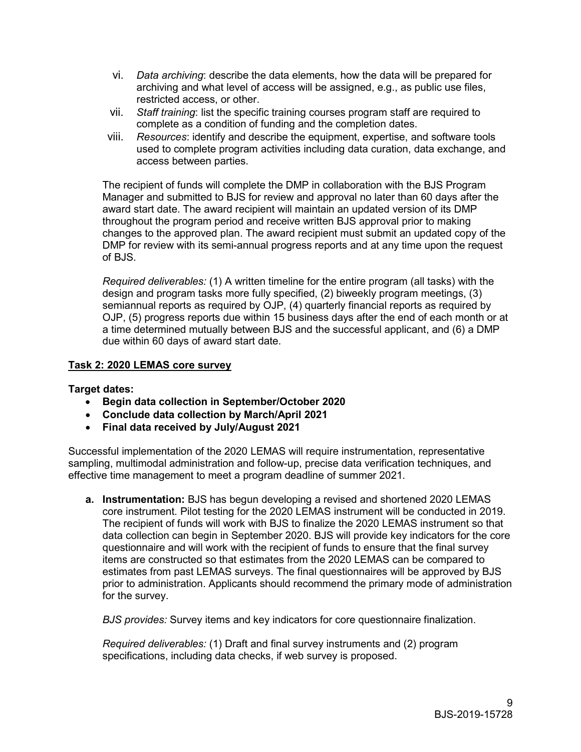vi. *Data archiving*: describe the data elements, how the data will be prepared for archiving and what level of access will be assigned, e.g., as public use files, restricted access, or other.

vii. *Staff training*: list the specific training courses program staff are required to complete as a condition of funding and the completion dates.

viii. *Resources*: identify and describe the equipment, expertise, and software tools used to complete program activities including data curation, data exchange, and access between parties.

The recipient of funds will complete the DMP in collaboration with the BJS Program Manager and submitted to BJS for review and approval no later than 60 days after the award start date. The award recipient will maintain an updated version of its DMP throughout the program period and receive written BJS approval prior to making changes to the approved plan. The award recipient must submit an updated copy of the DMP for review with its semi-annual progress reports and at any time upon the request of BJS.

*Required deliverables:* (1) A written timeline for the entire program (all tasks) with the design and program tasks more fully specified, (2) biweekly program meetings, (3) semiannual reports as required by OJP, (4) quarterly financial reports as required by OJP, (5) progress reports due within 15 business days after the end of each month or at a time determined mutually between BJS and the successful applicant, and (6) a DMP due within 60 days of award start date.

**Task 2: 2020 LEMAS core survey**

**Target dates:**

- **Begin data collection in September/October 2020**
- **Conclude data collection by March/April 2021**
- **Final data received by July/August 2021**

Successful implementation of the 2020 LEMAS will require instrumentation, representative sampling, multimodal administration and follow-up, precise data verification techniques, and effective time management to meet a program deadline of summer 2021.

**a. Instrumentation:** BJS has begun developing a revised and shortened 2020 LEMAS core instrument. Pilot testing for the 2020 LEMAS instrument will be conducted in 2019. The recipient of funds will work with BJS to finalize the 2020 LEMAS instrument so that data collection can begin in September 2020. BJS will provide key indicators for the core questionnaire and will work with the recipient of funds to ensure that the final survey items are constructed so that estimates from the 2020 LEMAS can be compared to estimates from past LEMAS surveys. The final questionnaires will be approved by BJS prior to administration. Applicants should recommend the primary mode of administration for the survey.

*BJS provides:* Survey items and key indicators for core questionnaire finalization.

*Required deliverables:* (1) Draft and final survey instruments and (2) program specifications, including data checks, if web survey is proposed.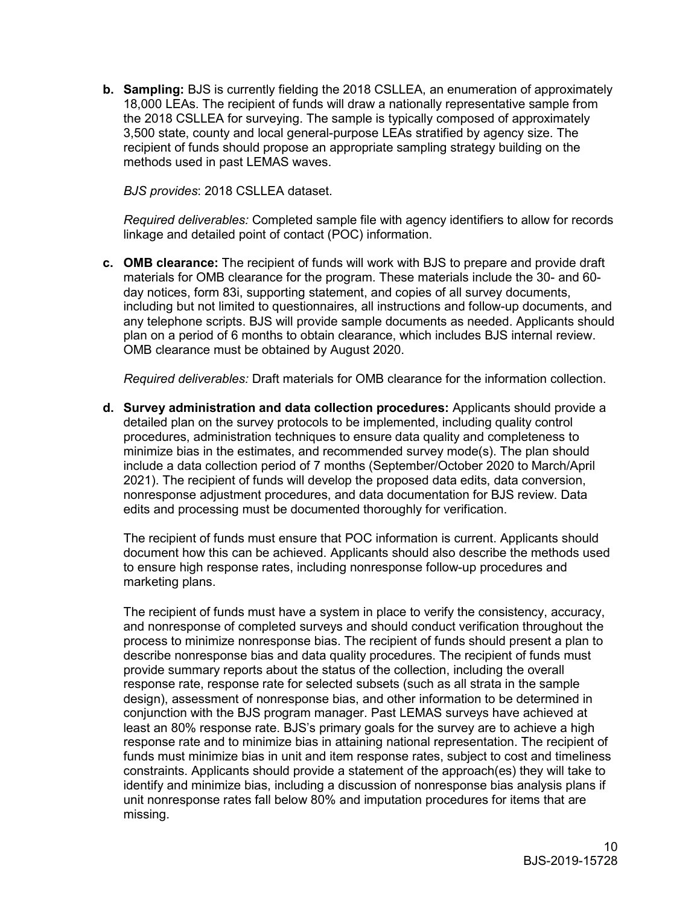**b. Sampling:** BJS is currently fielding the 2018 CSLLEA, an enumeration of approximately 18,000 LEAs. The recipient of funds will draw a nationally representative sample from the 2018 CSLLEA for surveying. The sample is typically composed of approximately 3,500 state, county and local general-purpose LEAs stratified by agency size. The recipient of funds should propose an appropriate sampling strategy building on the methods used in past LEMAS waves.

*BJS provides*: 2018 CSLLEA dataset.

*Required deliverables:* Completed sample file with agency identifiers to allow for records linkage and detailed point of contact (POC) information.

**c. OMB clearance:** The recipient of funds will work with BJS to prepare and provide draft materials for OMB clearance for the program. These materials include the 30- and 60-day notices, form 83i, supporting statement, and copies of all survey documents, including but not limited to questionnaires, all instructions and follow-up documents, and any telephone scripts. BJS will provide sample documents as needed. Applicants should plan on a period of 6 months to obtain clearance, which includes BJS internal review. OMB clearance must be obtained by August 2020.

*Required deliverables:* Draft materials for OMB clearance for the information collection.

**d. Survey administration and data collection procedures:** Applicants should provide a detailed plan on the survey protocols to be implemented, including quality control procedures, administration techniques to ensure data quality and completeness to minimize bias in the estimates, and recommended survey mode(s). The plan should include a data collection period of 7 months (September/October 2020 to March/April 2021). The recipient of funds will develop the proposed data edits, data conversion, nonresponse adjustment procedures, and data documentation for BJS review. Data edits and processing must be documented thoroughly for verification.

The recipient of funds must ensure that POC information is current. Applicants should document how this can be achieved. Applicants should also describe the methods used to ensure high response rates, including nonresponse follow-up procedures and marketing plans.

The recipient of funds must have a system in place to verify the consistency, accuracy, and nonresponse of completed surveys and should conduct verification throughout the process to minimize nonresponse bias. The recipient of funds should present a plan to describe nonresponse bias and data quality procedures. The recipient of funds must provide summary reports about the status of the collection, including the overall response rate, response rate for selected subsets (such as all strata in the sample design), assessment of nonresponse bias, and other information to be determined in conjunction with the BJS program manager. Past LEMAS surveys have achieved at least an 80% response rate. BJS's primary goals for the survey are to achieve a high response rate and to minimize bias in attaining national representation. The recipient of funds must minimize bias in unit and item response rates, subject to cost and timeliness constraints. Applicants should provide a statement of the approach(es) they will take to identify and minimize bias, including a discussion of nonresponse bias analysis plans if unit nonresponse rates fall below 80% and imputation procedures for items that are missing.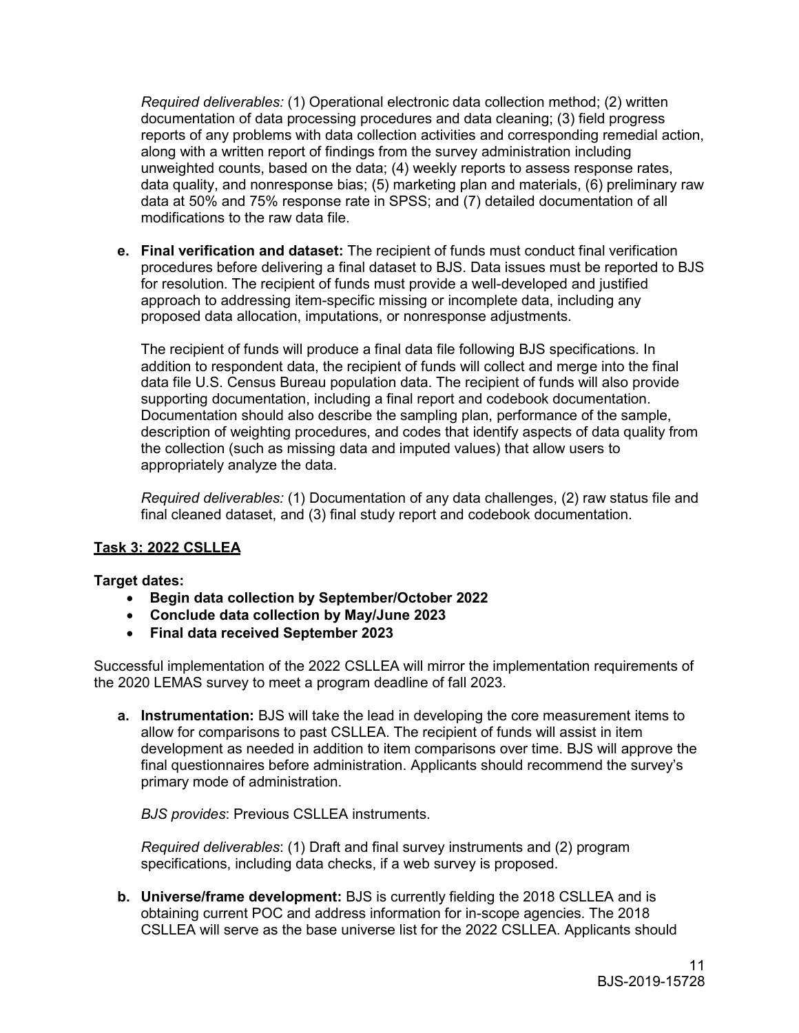*Required deliverables:* (1) Operational electronic data collection method; (2) written documentation of data processing procedures and data cleaning; (3) field progress reports of any problems with data collection activities and corresponding remedial action, along with a written report of findings from the survey administration including unweighted counts, based on the data; (4) weekly reports to assess response rates, data quality, and nonresponse bias; (5) marketing plan and materials, (6) preliminary raw data at 50% and 75% response rate in SPSS; and (7) detailed documentation of all modifications to the raw data file.

**e. Final verification and dataset:** The recipient of funds must conduct final verification procedures before delivering a final dataset to BJS. Data issues must be reported to BJS for resolution. The recipient of funds must provide a well-developed and justified approach to addressing item-specific missing or incomplete data, including any proposed data allocation, imputations, or nonresponse adjustments.

The recipient of funds will produce a final data file following BJS specifications. In addition to respondent data, the recipient of funds will collect and merge into the final data file U.S. Census Bureau population data. The recipient of funds will also provide supporting documentation, including a final report and codebook documentation. Documentation should also describe the sampling plan, performance of the sample, description of weighting procedures, and codes that identify aspects of data quality from the collection (such as missing data and imputed values) that allow users to appropriately analyze the data.

*Required deliverables:* (1) Documentation of any data challenges, (2) raw status file and final cleaned dataset, and (3) final study report and codebook documentation.

**Task 3: 2022 CSLLEA**

**Target dates:**

- **Begin data collection by September/October 2022**
- **Conclude data collection by May/June 2023**
- **Final data received September 2023**

Successful implementation of the 2022 CSLLEA will mirror the implementation requirements of the 2020 LEMAS survey to meet a program deadline of fall 2023.

**a. Instrumentation:** BJS will take the lead in developing the core measurement items to allow for comparisons to past CSLLEA. The recipient of funds will assist in item development as needed in addition to item comparisons over time. BJS will approve the final questionnaires before administration. Applicants should recommend the survey's primary mode of administration.

*BJS provides*: Previous CSLLEA instruments.

*Required deliverables*: (1) Draft and final survey instruments and (2) program specifications, including data checks, if a web survey is proposed.

**b. Universe/frame development:** BJS is currently fielding the 2018 CSLLEA and is obtaining current POC and address information for in-scope agencies. The 2018 CSLLEA will serve as the base universe list for the 2022 CSLLEA. Applicants should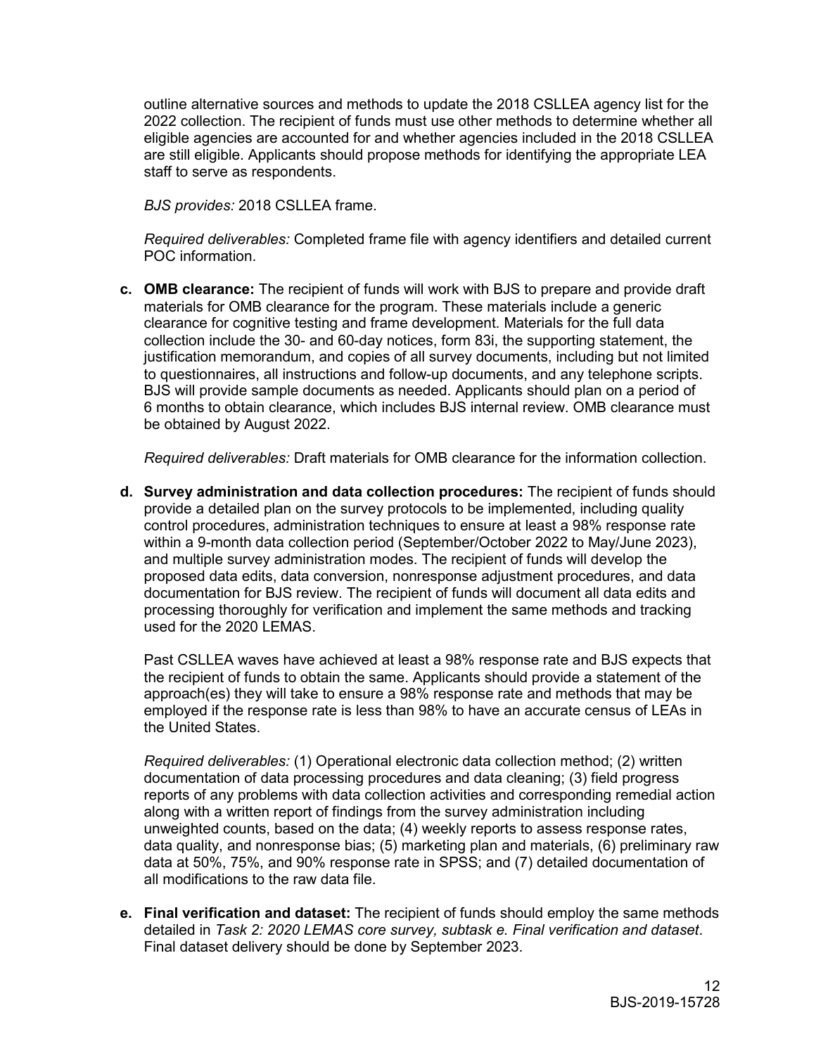outline alternative sources and methods to update the 2018 CSLLEA agency list for the 2022 collection. The recipient of funds must use other methods to determine whether all eligible agencies are accounted for and whether agencies included in the 2018 CSLLEA are still eligible. Applicants should propose methods for identifying the appropriate LEA staff to serve as respondents.

*BJS provides:* 2018 CSLLEA frame.

*Required deliverables:* Completed frame file with agency identifiers and detailed current POC information.

**c. OMB clearance:** The recipient of funds will work with BJS to prepare and provide draft materials for OMB clearance for the program. These materials include a generic clearance for cognitive testing and frame development. Materials for the full data collection include the 30- and 60-day notices, form 83i, the supporting statement, the justification memorandum, and copies of all survey documents, including but not limited to questionnaires, all instructions and follow-up documents, and any telephone scripts. BJS will provide sample documents as needed. Applicants should plan on a period of 6 months to obtain clearance, which includes BJS internal review. OMB clearance must be obtained by August 2022.

*Required deliverables:* Draft materials for OMB clearance for the information collection.

**d. Survey administration and data collection procedures:** The recipient of funds should provide a detailed plan on the survey protocols to be implemented, including quality control procedures, administration techniques to ensure at least a 98% response rate within a 9-month data collection period (September/October 2022 to May/June 2023), and multiple survey administration modes. The recipient of funds will develop the proposed data edits, data conversion, nonresponse adjustment procedures, and data documentation for BJS review. The recipient of funds will document all data edits and processing thoroughly for verification and implement the same methods and tracking used for the 2020 LEMAS.

Past CSLLEA waves have achieved at least a 98% response rate and BJS expects that the recipient of funds to obtain the same. Applicants should provide a statement of the approach(es) they will take to ensure a 98% response rate and methods that may be employed if the response rate is less than 98% to have an accurate census of LEAs in the United States.

*Required deliverables:* (1) Operational electronic data collection method; (2) written documentation of data processing procedures and data cleaning; (3) field progress reports of any problems with data collection activities and corresponding remedial action along with a written report of findings from the survey administration including unweighted counts, based on the data; (4) weekly reports to assess response rates, data quality, and nonresponse bias; (5) marketing plan and materials, (6) preliminary raw data at 50%, 75%, and 90% response rate in SPSS; and (7) detailed documentation of all modifications to the raw data file.

**e. Final verification and dataset:** The recipient of funds should employ the same methods detailed in *Task 2: 2020 LEMAS core survey, subtask e. Final verification and dataset*. Final dataset delivery should be done by September 2023.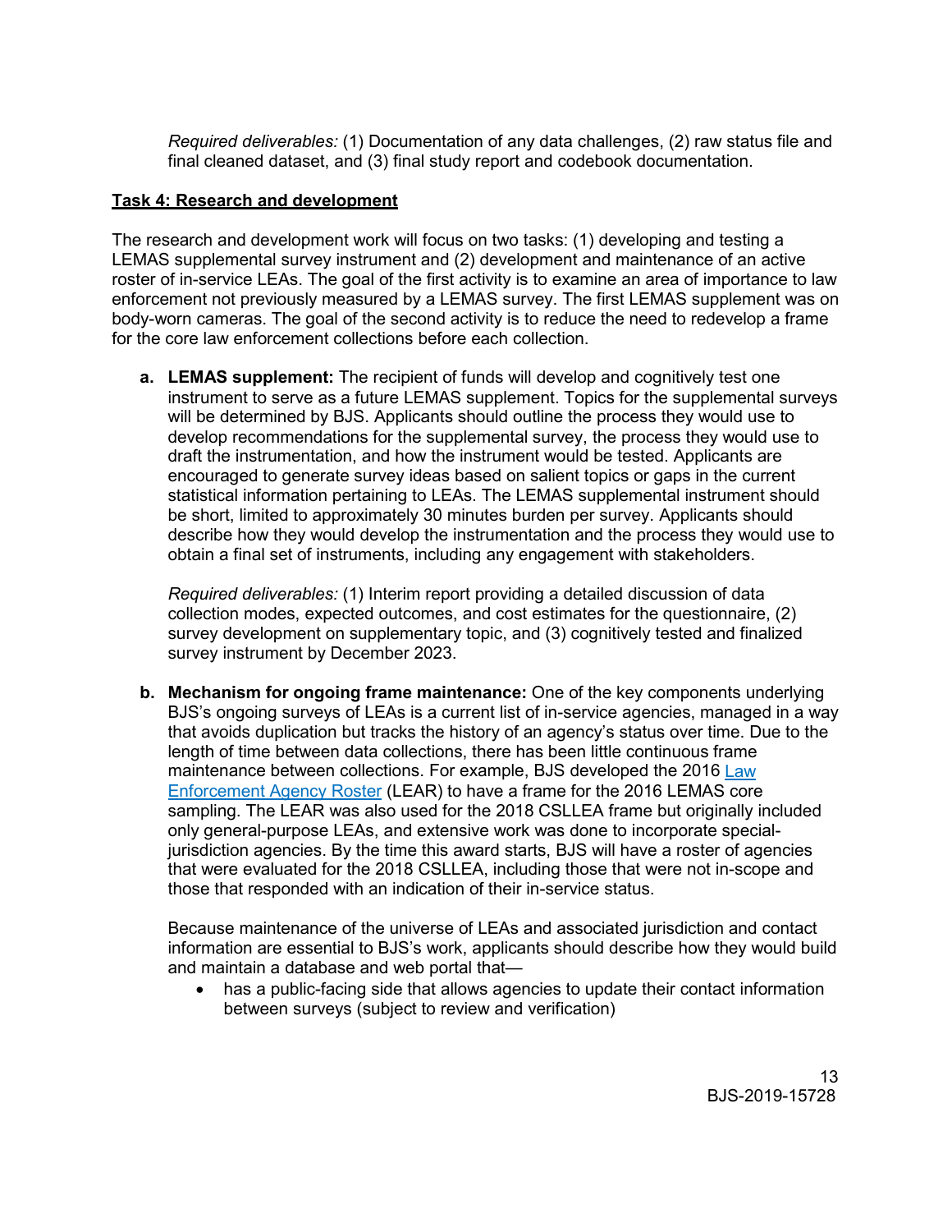*Required deliverables:* (1) Documentation of any data challenges, (2) raw status file and final cleaned dataset, and (3) final study report and codebook documentation.

**Task 4: Research and development**

The research and development work will focus on two tasks: (1) developing and testing a LEMAS supplemental survey instrument and (2) development and maintenance of an active roster of in-service LEAs. The goal of the first activity is to examine an area of importance to law enforcement not previously measured by a LEMAS survey. The first LEMAS supplement was on body-worn cameras. The goal of the second activity is to reduce the need to redevelop a frame for the core law enforcement collections before each collection.

a. **LEMAS supplement:** The recipient of funds will develop and cognitively test one instrument to serve as a future LEMAS supplement. Topics for the supplemental surveys will be determined by BJS. Applicants should outline the process they would use to develop recommendations for the supplemental survey, the process they would use to draft the instrumentation, and how the instrument would be tested. Applicants are encouraged to generate survey ideas based on salient topics or gaps in the current statistical information pertaining to LEAs. The LEMAS supplemental instrument should be short, limited to approximately 30 minutes burden per survey. Applicants should describe how they would develop the instrumentation and the process they would use to obtain a final set of instruments, including any engagement with stakeholders.

   *Required deliverables:* (1) Interim report providing a detailed discussion of data collection modes, expected outcomes, and cost estimates for the questionnaire, (2) survey development on supplementary topic, and (3) cognitively tested and finalized survey instrument by December 2023.

b. **Mechanism for ongoing frame maintenance:** One of the key components underlying BJS's ongoing surveys of LEAs is a current list of in-service agencies, managed in a way that avoids duplication but tracks the history of an agency's status over time. Due to the length of time between data collections, there has been little continuous frame maintenance between collections. For example, BJS developed the 2016 Law Enforcement Agency Roster (LEAR) to have a frame for the 2016 LEMAS core sampling. The LEAR was also used for the 2018 CSLLEA frame but originally included only general-purpose LEAs, and extensive work was done to incorporate special-jurisdiction agencies. By the time this award starts, BJS will have a roster of agencies that were evaluated for the 2018 CSLLEA, including those that were not in-scope and those that responded with an indication of their in-service status.

   Because maintenance of the universe of LEAs and associated jurisdiction and contact information are essential to BJS's work, applicants should describe how they would build and maintain a database and web portal that—

   - has a public-facing side that allows agencies to update their contact information between surveys (subject to review and verification)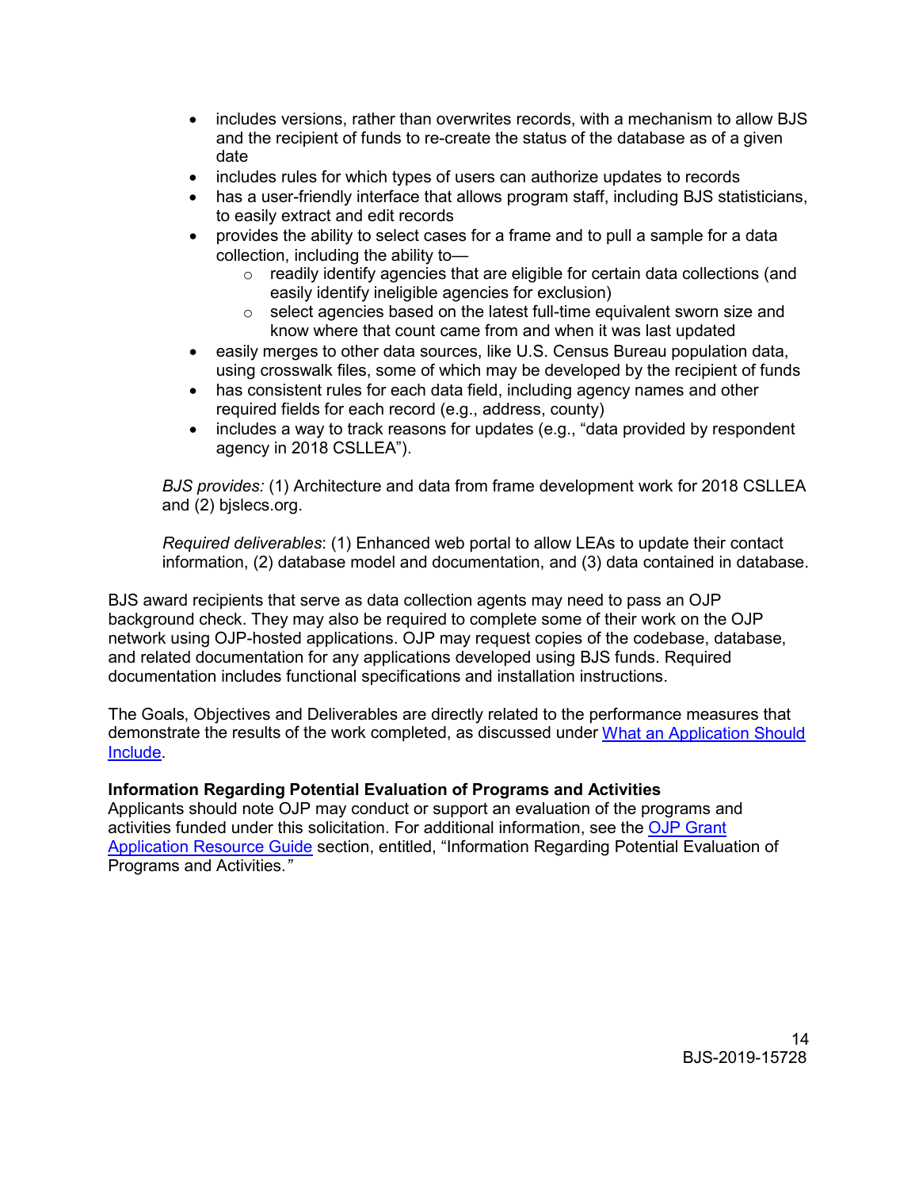- includes versions, rather than overwrites records, with a mechanism to allow BJS and the recipient of funds to re-create the status of the database as of a given date
- includes rules for which types of users can authorize updates to records
- has a user-friendly interface that allows program staff, including BJS statisticians, to easily extract and edit records
- provides the ability to select cases for a frame and to pull a sample for a data collection, including the ability to—
    - readily identify agencies that are eligible for certain data collections (and easily identify ineligible agencies for exclusion)
    - select agencies based on the latest full-time equivalent sworn size and know where that count came from and when it was last updated
- easily merges to other data sources, like U.S. Census Bureau population data, using crosswalk files, some of which may be developed by the recipient of funds
- has consistent rules for each data field, including agency names and other required fields for each record (e.g., address, county)
- includes a way to track reasons for updates (e.g., "data provided by respondent agency in 2018 CSLLEA").

*BJS provides:* (1) Architecture and data from frame development work for 2018 CSLLEA and (2) bjslecs.org.

*Required deliverables*: (1) Enhanced web portal to allow LEAs to update their contact information, (2) database model and documentation, and (3) data contained in database.

BJS award recipients that serve as data collection agents may need to pass an OJP background check. They may also be required to complete some of their work on the OJP network using OJP-hosted applications. OJP may request copies of the codebase, database, and related documentation for any applications developed using BJS funds. Required documentation includes functional specifications and installation instructions.

The Goals, Objectives and Deliverables are directly related to the performance measures that demonstrate the results of the work completed, as discussed under What an Application Should Include.

**Information Regarding Potential Evaluation of Programs and Activities**

Applicants should note OJP may conduct or support an evaluation of the programs and activities funded under this solicitation. For additional information, see the OJP Grant Application Resource Guide section, entitled, "Information Regarding Potential Evaluation of Programs and Activities."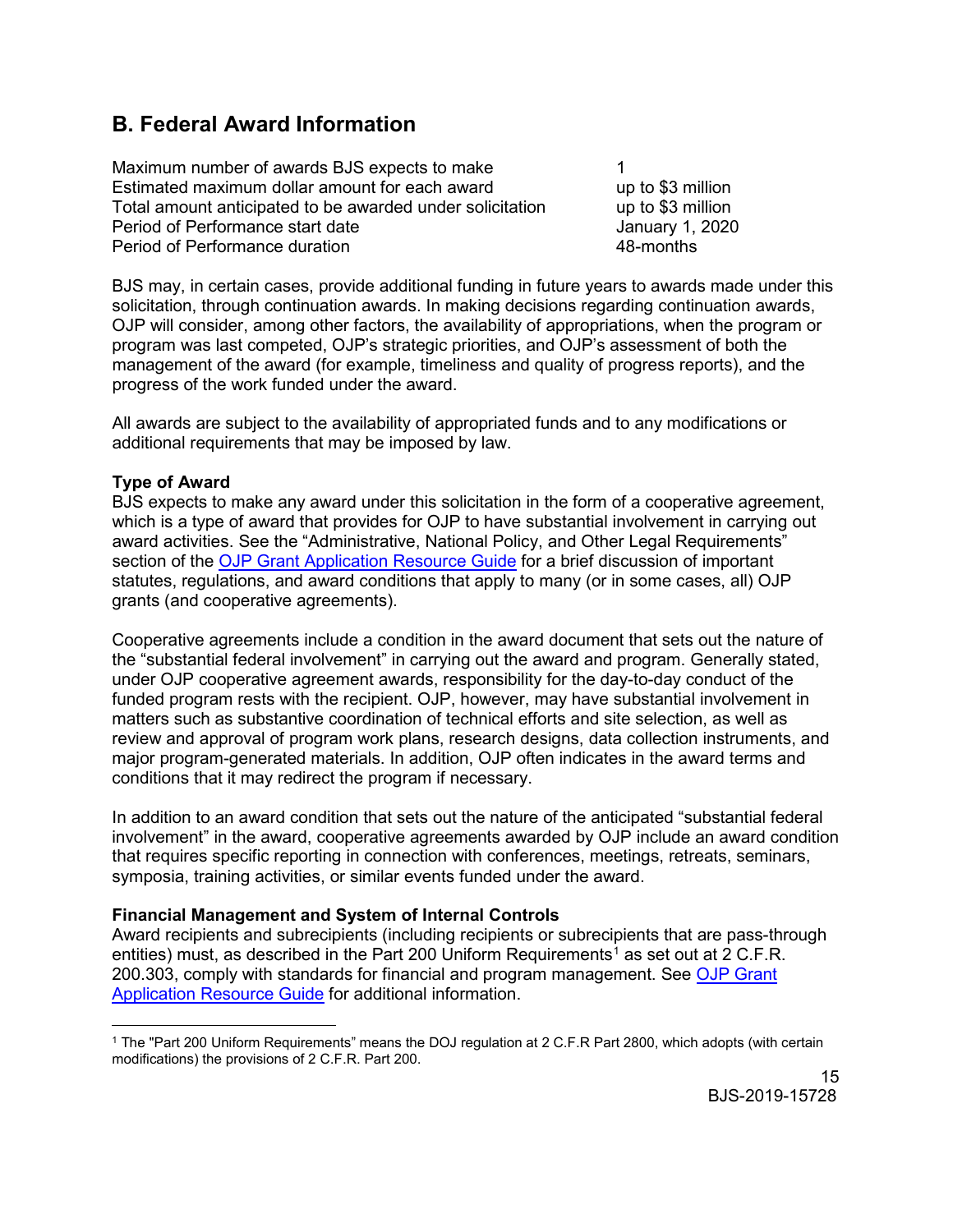## B. Federal Award Information

| | |
|---|---|
| Maximum number of awards BJS expects to make | 1 |
| Estimated maximum dollar amount for each award | up to $3 million |
| Total amount anticipated to be awarded under solicitation | up to $3 million |
| Period of Performance start date | January 1, 2020 |
| Period of Performance duration | 48-months |

BJS may, in certain cases, provide additional funding in future years to awards made under this solicitation, through continuation awards. In making decisions regarding continuation awards, OJP will consider, among other factors, the availability of appropriations, when the program or program was last competed, OJP's strategic priorities, and OJP's assessment of both the management of the award (for example, timeliness and quality of progress reports), and the progress of the work funded under the award.

All awards are subject to the availability of appropriated funds and to any modifications or additional requirements that may be imposed by law.

**Type of Award**
BJS expects to make any award under this solicitation in the form of a cooperative agreement, which is a type of award that provides for OJP to have substantial involvement in carrying out award activities. See the "Administrative, National Policy, and Other Legal Requirements" section of the OJP Grant Application Resource Guide for a brief discussion of important statutes, regulations, and award conditions that apply to many (or in some cases, all) OJP grants (and cooperative agreements).

Cooperative agreements include a condition in the award document that sets out the nature of the "substantial federal involvement" in carrying out the award and program. Generally stated, under OJP cooperative agreement awards, responsibility for the day-to-day conduct of the funded program rests with the recipient. OJP, however, may have substantial involvement in matters such as substantive coordination of technical efforts and site selection, as well as review and approval of program work plans, research designs, data collection instruments, and major program-generated materials. In addition, OJP often indicates in the award terms and conditions that it may redirect the program if necessary.

In addition to an award condition that sets out the nature of the anticipated "substantial federal involvement" in the award, cooperative agreements awarded by OJP include an award condition that requires specific reporting in connection with conferences, meetings, retreats, seminars, symposia, training activities, or similar events funded under the award.

**Financial Management and System of Internal Controls**
Award recipients and subrecipients (including recipients or subrecipients that are pass-through entities) must, as described in the Part 200 Uniform Requirements[1] as set out at 2 C.F.R. 200.303, comply with standards for financial and program management. See OJP Grant Application Resource Guide for additional information.

[1] The "Part 200 Uniform Requirements" means the DOJ regulation at 2 C.F.R Part 2800, which adopts (with certain modifications) the provisions of 2 C.F.R. Part 200.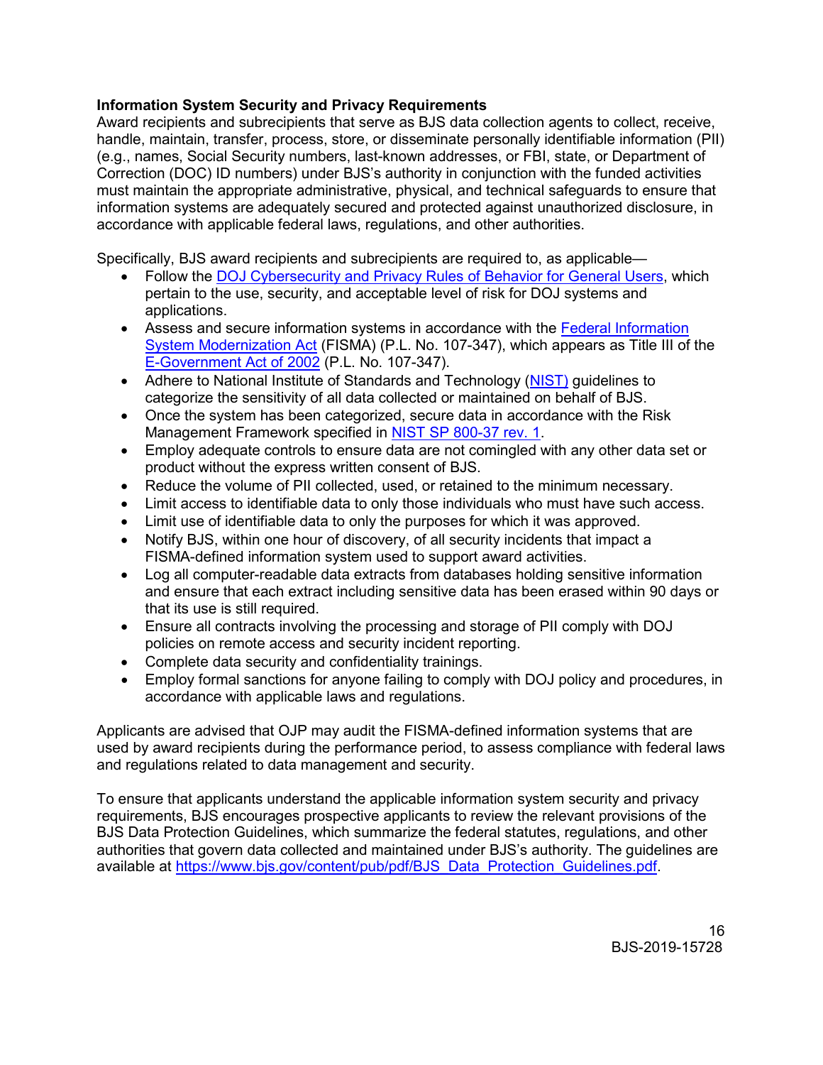**Information System Security and Privacy Requirements**

Award recipients and subrecipients that serve as BJS data collection agents to collect, receive, handle, maintain, transfer, process, store, or disseminate personally identifiable information (PII) (e.g., names, Social Security numbers, last-known addresses, or FBI, state, or Department of Correction (DOC) ID numbers) under BJS's authority in conjunction with the funded activities must maintain the appropriate administrative, physical, and technical safeguards to ensure that information systems are adequately secured and protected against unauthorized disclosure, in accordance with applicable federal laws, regulations, and other authorities.

Specifically, BJS award recipients and subrecipients are required to, as applicable—

- Follow the DOJ Cybersecurity and Privacy Rules of Behavior for General Users, which pertain to the use, security, and acceptable level of risk for DOJ systems and applications.
- Assess and secure information systems in accordance with the Federal Information System Modernization Act (FISMA) (P.L. No. 107-347), which appears as Title III of the E-Government Act of 2002 (P.L. No. 107-347).
- Adhere to National Institute of Standards and Technology (NIST) guidelines to categorize the sensitivity of all data collected or maintained on behalf of BJS.
- Once the system has been categorized, secure data in accordance with the Risk Management Framework specified in NIST SP 800-37 rev. 1.
- Employ adequate controls to ensure data are not comingled with any other data set or product without the express written consent of BJS.
- Reduce the volume of PII collected, used, or retained to the minimum necessary.
- Limit access to identifiable data to only those individuals who must have such access.
- Limit use of identifiable data to only the purposes for which it was approved.
- Notify BJS, within one hour of discovery, of all security incidents that impact a FISMA-defined information system used to support award activities.
- Log all computer-readable data extracts from databases holding sensitive information and ensure that each extract including sensitive data has been erased within 90 days or that its use is still required.
- Ensure all contracts involving the processing and storage of PII comply with DOJ policies on remote access and security incident reporting.
- Complete data security and confidentiality trainings.
- Employ formal sanctions for anyone failing to comply with DOJ policy and procedures, in accordance with applicable laws and regulations.

Applicants are advised that OJP may audit the FISMA-defined information systems that are used by award recipients during the performance period, to assess compliance with federal laws and regulations related to data management and security.

To ensure that applicants understand the applicable information system security and privacy requirements, BJS encourages prospective applicants to review the relevant provisions of the BJS Data Protection Guidelines, which summarize the federal statutes, regulations, and other authorities that govern data collected and maintained under BJS's authority. The guidelines are available at https://www.bjs.gov/content/pub/pdf/BJS_Data_Protection_Guidelines.pdf.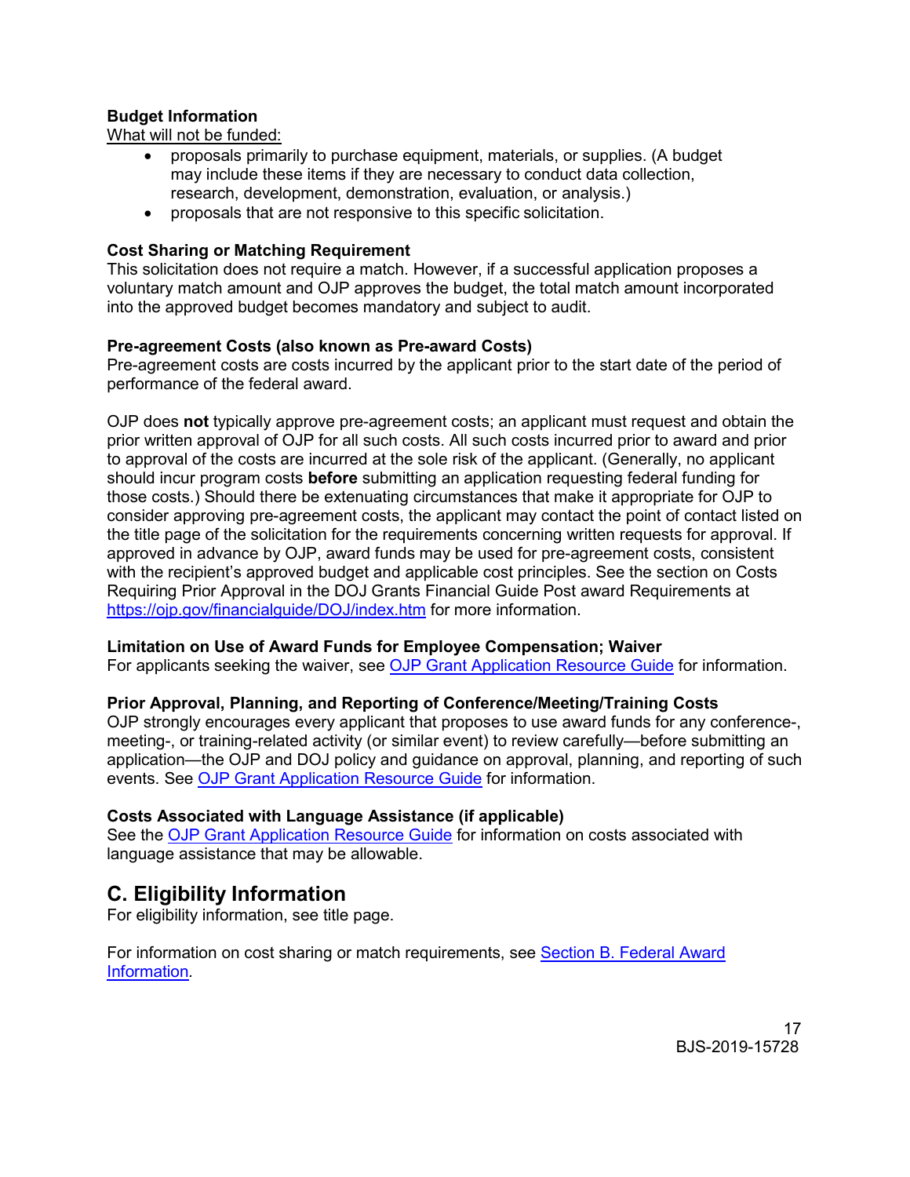**Budget Information**

What will not be funded:

- proposals primarily to purchase equipment, materials, or supplies. (A budget may include these items if they are necessary to conduct data collection, research, development, demonstration, evaluation, or analysis.)
- proposals that are not responsive to this specific solicitation.

**Cost Sharing or Matching Requirement**

This solicitation does not require a match. However, if a successful application proposes a voluntary match amount and OJP approves the budget, the total match amount incorporated into the approved budget becomes mandatory and subject to audit.

**Pre-agreement Costs (also known as Pre-award Costs)**

Pre-agreement costs are costs incurred by the applicant prior to the start date of the period of performance of the federal award.

OJP does **not** typically approve pre-agreement costs; an applicant must request and obtain the prior written approval of OJP for all such costs. All such costs incurred prior to award and prior to approval of the costs are incurred at the sole risk of the applicant. (Generally, no applicant should incur program costs **before** submitting an application requesting federal funding for those costs.) Should there be extenuating circumstances that make it appropriate for OJP to consider approving pre-agreement costs, the applicant may contact the point of contact listed on the title page of the solicitation for the requirements concerning written requests for approval. If approved in advance by OJP, award funds may be used for pre-agreement costs, consistent with the recipient's approved budget and applicable cost principles. See the section on Costs Requiring Prior Approval in the DOJ Grants Financial Guide Post award Requirements at https://ojp.gov/financialguide/DOJ/index.htm for more information.

**Limitation on Use of Award Funds for Employee Compensation; Waiver**

For applicants seeking the waiver, see OJP Grant Application Resource Guide for information.

**Prior Approval, Planning, and Reporting of Conference/Meeting/Training Costs**

OJP strongly encourages every applicant that proposes to use award funds for any conference-, meeting-, or training-related activity (or similar event) to review carefully—before submitting an application—the OJP and DOJ policy and guidance on approval, planning, and reporting of such events. See OJP Grant Application Resource Guide for information.

**Costs Associated with Language Assistance (if applicable)**

See the OJP Grant Application Resource Guide for information on costs associated with language assistance that may be allowable.

## C. Eligibility Information

For eligibility information, see title page.

For information on cost sharing or match requirements, see Section B. Federal Award Information.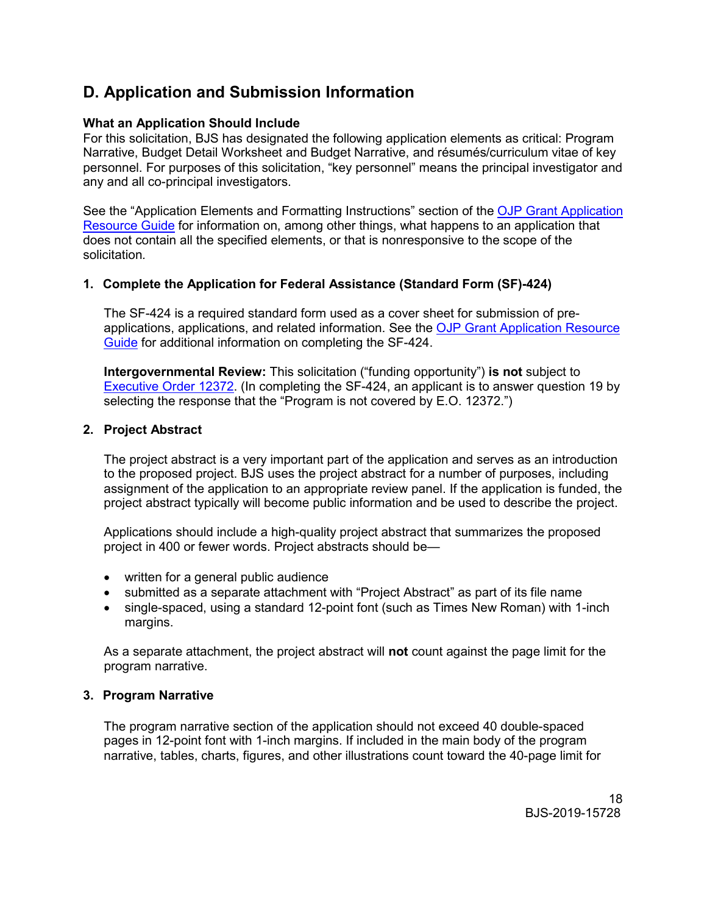## D. Application and Submission Information

**What an Application Should Include**

For this solicitation, BJS has designated the following application elements as critical: Program Narrative, Budget Detail Worksheet and Budget Narrative, and résumés/curriculum vitae of key personnel. For purposes of this solicitation, "key personnel" means the principal investigator and any and all co-principal investigators.

See the "Application Elements and Formatting Instructions" section of the [OJP Grant Application Resource Guide](#) for information on, among other things, what happens to an application that does not contain all the specified elements, or that is nonresponsive to the scope of the solicitation.

### 1. Complete the Application for Federal Assistance (Standard Form (SF)-424)

The SF-424 is a required standard form used as a cover sheet for submission of pre-applications, applications, and related information. See the [OJP Grant Application Resource Guide](#) for additional information on completing the SF-424.

**Intergovernmental Review:** This solicitation ("funding opportunity") **is not** subject to [Executive Order 12372](#). (In completing the SF-424, an applicant is to answer question 19 by selecting the response that the "Program is not covered by E.O. 12372.")

### 2. Project Abstract

The project abstract is a very important part of the application and serves as an introduction to the proposed project. BJS uses the project abstract for a number of purposes, including assignment of the application to an appropriate review panel. If the application is funded, the project abstract typically will become public information and be used to describe the project.

Applications should include a high-quality project abstract that summarizes the proposed project in 400 or fewer words. Project abstracts should be—

- written for a general public audience
- submitted as a separate attachment with "Project Abstract" as part of its file name
- single-spaced, using a standard 12-point font (such as Times New Roman) with 1-inch margins.

As a separate attachment, the project abstract will **not** count against the page limit for the program narrative.

### 3. Program Narrative

The program narrative section of the application should not exceed 40 double-spaced pages in 12-point font with 1-inch margins. If included in the main body of the program narrative, tables, charts, figures, and other illustrations count toward the 40-page limit for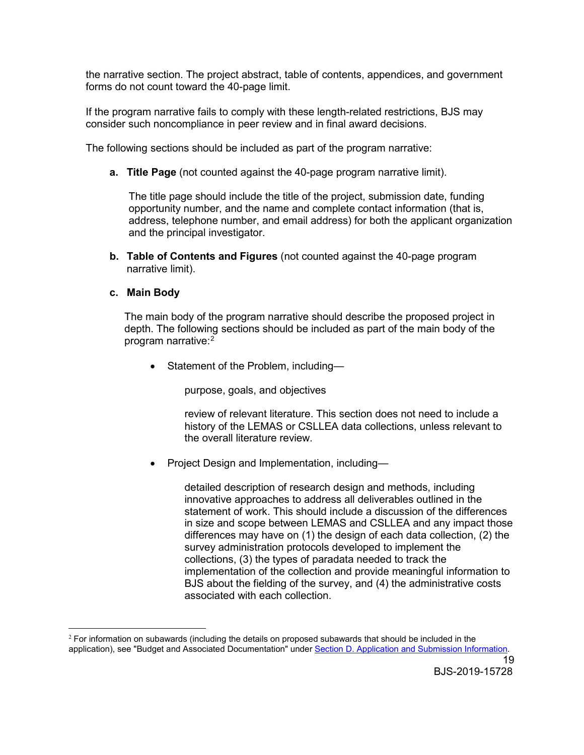the narrative section. The project abstract, table of contents, appendices, and government forms do not count toward the 40-page limit.

If the program narrative fails to comply with these length-related restrictions, BJS may consider such noncompliance in peer review and in final award decisions.

The following sections should be included as part of the program narrative:

**a. Title Page** (not counted against the 40-page program narrative limit).

The title page should include the title of the project, submission date, funding opportunity number, and the name and complete contact information (that is, address, telephone number, and email address) for both the applicant organization and the principal investigator.

**b. Table of Contents and Figures** (not counted against the 40-page program narrative limit).

**c. Main Body**

The main body of the program narrative should describe the proposed project in depth. The following sections should be included as part of the main body of the program narrative:[2]

- Statement of the Problem, including—

  purpose, goals, and objectives

  review of relevant literature. This section does not need to include a history of the LEMAS or CSLLEA data collections, unless relevant to the overall literature review.

- Project Design and Implementation, including—

  detailed description of research design and methods, including innovative approaches to address all deliverables outlined in the statement of work. This should include a discussion of the differences in size and scope between LEMAS and CSLLEA and any impact those differences may have on (1) the design of each data collection, (2) the survey administration protocols developed to implement the collections, (3) the types of paradata needed to track the implementation of the collection and provide meaningful information to BJS about the fielding of the survey, and (4) the administrative costs associated with each collection.

---

[2] For information on subawards (including the details on proposed subawards that should be included in the application), see "Budget and Associated Documentation" under Section D. Application and Submission Information.

BJS-2019-15728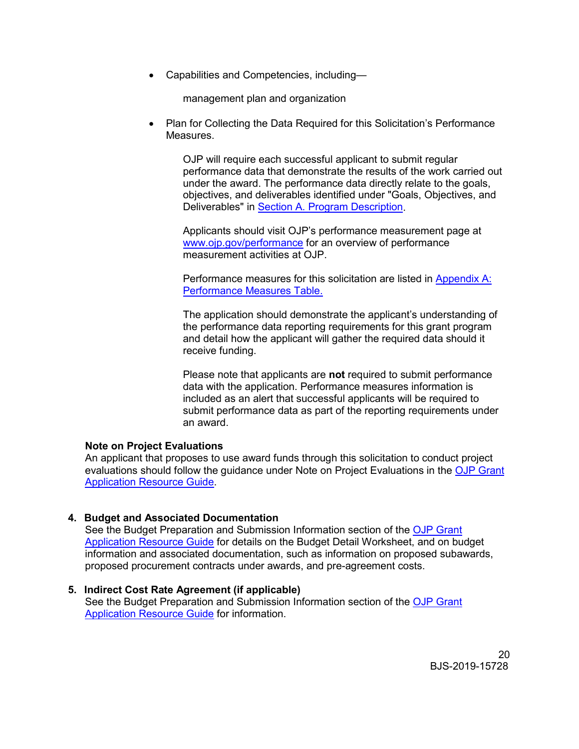- Capabilities and Competencies, including—

  management plan and organization

- Plan for Collecting the Data Required for this Solicitation's Performance Measures.

  OJP will require each successful applicant to submit regular performance data that demonstrate the results of the work carried out under the award. The performance data directly relate to the goals, objectives, and deliverables identified under "Goals, Objectives, and Deliverables" in Section A. Program Description.

  Applicants should visit OJP's performance measurement page at www.ojp.gov/performance for an overview of performance measurement activities at OJP.

  Performance measures for this solicitation are listed in Appendix A: Performance Measures Table.

  The application should demonstrate the applicant's understanding of the performance data reporting requirements for this grant program and detail how the applicant will gather the required data should it receive funding.

  Please note that applicants are **not** required to submit performance data with the application. Performance measures information is included as an alert that successful applicants will be required to submit performance data as part of the reporting requirements under an award.

**Note on Project Evaluations**
An applicant that proposes to use award funds through this solicitation to conduct project evaluations should follow the guidance under Note on Project Evaluations in the OJP Grant Application Resource Guide.

**4. Budget and Associated Documentation**
See the Budget Preparation and Submission Information section of the OJP Grant Application Resource Guide for details on the Budget Detail Worksheet, and on budget information and associated documentation, such as information on proposed subawards, proposed procurement contracts under awards, and pre-agreement costs.

**5. Indirect Cost Rate Agreement (if applicable)**
See the Budget Preparation and Submission Information section of the OJP Grant Application Resource Guide for information.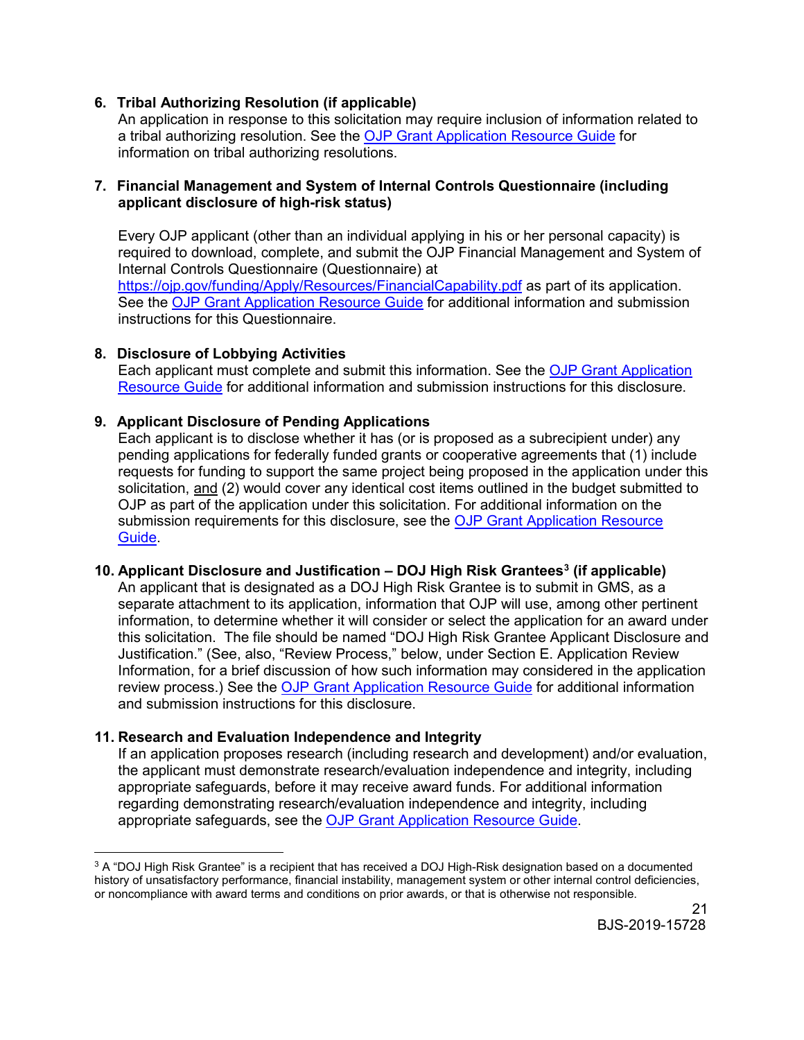**6. Tribal Authorizing Resolution (if applicable)**

An application in response to this solicitation may require inclusion of information related to a tribal authorizing resolution. See the [OJP Grant Application Resource Guide](#) for information on tribal authorizing resolutions.

**7. Financial Management and System of Internal Controls Questionnaire (including applicant disclosure of high-risk status)**

Every OJP applicant (other than an individual applying in his or her personal capacity) is required to download, complete, and submit the OJP Financial Management and System of Internal Controls Questionnaire (Questionnaire) at https://ojp.gov/funding/Apply/Resources/FinancialCapability.pdf as part of its application. See the [OJP Grant Application Resource Guide](#) for additional information and submission instructions for this Questionnaire.

**8. Disclosure of Lobbying Activities**

Each applicant must complete and submit this information. See the [OJP Grant Application Resource Guide](#) for additional information and submission instructions for this disclosure.

**9. Applicant Disclosure of Pending Applications**

Each applicant is to disclose whether it has (or is proposed as a subrecipient under) any pending applications for federally funded grants or cooperative agreements that (1) include requests for funding to support the same project being proposed in the application under this solicitation, and (2) would cover any identical cost items outlined in the budget submitted to OJP as part of the application under this solicitation. For additional information on the submission requirements for this disclosure, see the [OJP Grant Application Resource Guide](#).

**10. Applicant Disclosure and Justification – DOJ High Risk Grantees[3] (if applicable)**

An applicant that is designated as a DOJ High Risk Grantee is to submit in GMS, as a separate attachment to its application, information that OJP will use, among other pertinent information, to determine whether it will consider or select the application for an award under this solicitation. The file should be named "DOJ High Risk Grantee Applicant Disclosure and Justification." (See, also, "Review Process," below, under Section E. Application Review Information, for a brief discussion of how such information may considered in the application review process.) See the [OJP Grant Application Resource Guide](#) for additional information and submission instructions for this disclosure.

**11. Research and Evaluation Independence and Integrity**

If an application proposes research (including research and development) and/or evaluation, the applicant must demonstrate research/evaluation independence and integrity, including appropriate safeguards, before it may receive award funds. For additional information regarding demonstrating research/evaluation independence and integrity, including appropriate safeguards, see the [OJP Grant Application Resource Guide](#).

---

[3] A "DOJ High Risk Grantee" is a recipient that has received a DOJ High-Risk designation based on a documented history of unsatisfactory performance, financial instability, management system or other internal control deficiencies, or noncompliance with award terms and conditions on prior awards, or that is otherwise not responsible.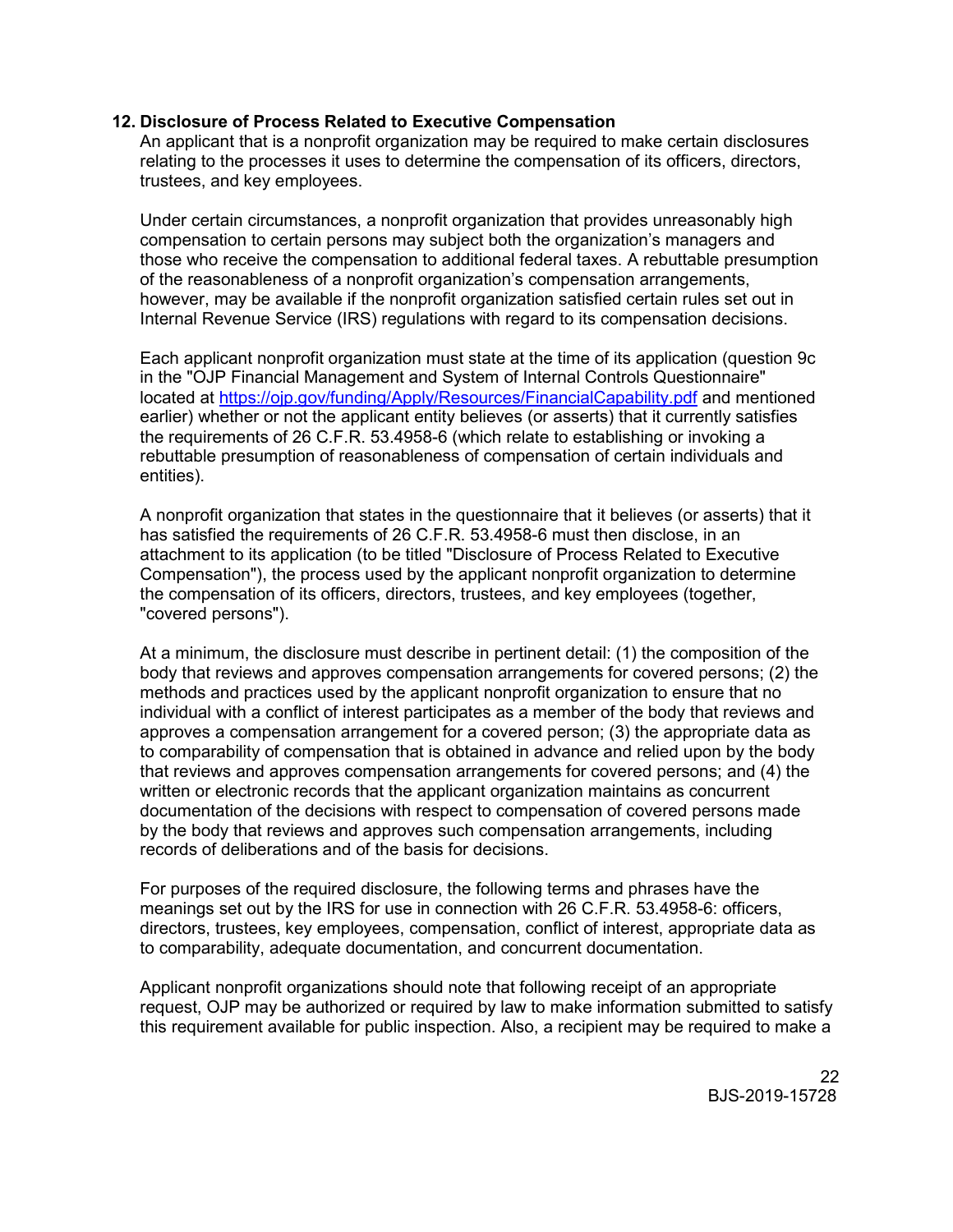### 12. Disclosure of Process Related to Executive Compensation

An applicant that is a nonprofit organization may be required to make certain disclosures relating to the processes it uses to determine the compensation of its officers, directors, trustees, and key employees.

Under certain circumstances, a nonprofit organization that provides unreasonably high compensation to certain persons may subject both the organization's managers and those who receive the compensation to additional federal taxes. A rebuttable presumption of the reasonableness of a nonprofit organization's compensation arrangements, however, may be available if the nonprofit organization satisfied certain rules set out in Internal Revenue Service (IRS) regulations with regard to its compensation decisions.

Each applicant nonprofit organization must state at the time of its application (question 9c in the "OJP Financial Management and System of Internal Controls Questionnaire" located at [https://ojp.gov/funding/Apply/Resources/FinancialCapability.pdf](https://ojp.gov/funding/Apply/Resources/FinancialCapability.pdf) and mentioned earlier) whether or not the applicant entity believes (or asserts) that it currently satisfies the requirements of 26 C.F.R. 53.4958-6 (which relate to establishing or invoking a rebuttable presumption of reasonableness of compensation of certain individuals and entities).

A nonprofit organization that states in the questionnaire that it believes (or asserts) that it has satisfied the requirements of 26 C.F.R. 53.4958-6 must then disclose, in an attachment to its application (to be titled "Disclosure of Process Related to Executive Compensation"), the process used by the applicant nonprofit organization to determine the compensation of its officers, directors, trustees, and key employees (together, "covered persons").

At a minimum, the disclosure must describe in pertinent detail: (1) the composition of the body that reviews and approves compensation arrangements for covered persons; (2) the methods and practices used by the applicant nonprofit organization to ensure that no individual with a conflict of interest participates as a member of the body that reviews and approves a compensation arrangement for a covered person; (3) the appropriate data as to comparability of compensation that is obtained in advance and relied upon by the body that reviews and approves compensation arrangements for covered persons; and (4) the written or electronic records that the applicant organization maintains as concurrent documentation of the decisions with respect to compensation of covered persons made by the body that reviews and approves such compensation arrangements, including records of deliberations and of the basis for decisions.

For purposes of the required disclosure, the following terms and phrases have the meanings set out by the IRS for use in connection with 26 C.F.R. 53.4958-6: officers, directors, trustees, key employees, compensation, conflict of interest, appropriate data as to comparability, adequate documentation, and concurrent documentation.

Applicant nonprofit organizations should note that following receipt of an appropriate request, OJP may be authorized or required by law to make information submitted to satisfy this requirement available for public inspection. Also, a recipient may be required to make a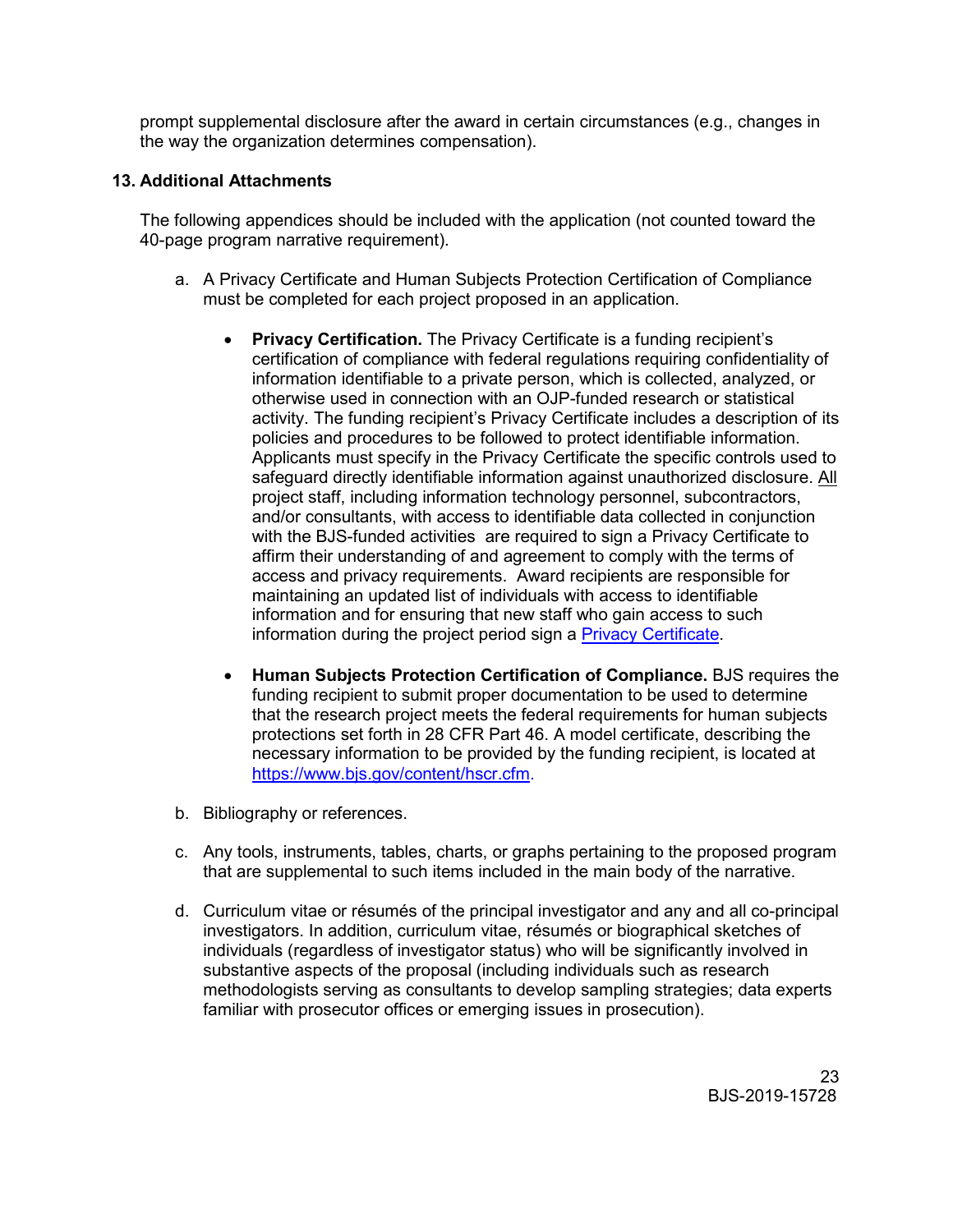prompt supplemental disclosure after the award in certain circumstances (e.g., changes in the way the organization determines compensation).

**13. Additional Attachments**

The following appendices should be included with the application (not counted toward the 40-page program narrative requirement).

a. A Privacy Certificate and Human Subjects Protection Certification of Compliance must be completed for each project proposed in an application.

- **Privacy Certification.** The Privacy Certificate is a funding recipient's certification of compliance with federal regulations requiring confidentiality of information identifiable to a private person, which is collected, analyzed, or otherwise used in connection with an OJP-funded research or statistical activity. The funding recipient's Privacy Certificate includes a description of its policies and procedures to be followed to protect identifiable information. Applicants must specify in the Privacy Certificate the specific controls used to safeguard directly identifiable information against unauthorized disclosure. All project staff, including information technology personnel, subcontractors, and/or consultants, with access to identifiable data collected in conjunction with the BJS-funded activities are required to sign a Privacy Certificate to affirm their understanding of and agreement to comply with the terms of access and privacy requirements. Award recipients are responsible for maintaining an updated list of individuals with access to identifiable information and for ensuring that new staff who gain access to such information during the project period sign a [Privacy Certificate](Privacy Certificate).

- **Human Subjects Protection Certification of Compliance.** BJS requires the funding recipient to submit proper documentation to be used to determine that the research project meets the federal requirements for human subjects protections set forth in 28 CFR Part 46. A model certificate, describing the necessary information to be provided by the funding recipient, is located at [https://www.bjs.gov/content/hscr.cfm](https://www.bjs.gov/content/hscr.cfm).

b. Bibliography or references.

c. Any tools, instruments, tables, charts, or graphs pertaining to the proposed program that are supplemental to such items included in the main body of the narrative.

d. Curriculum vitae or résumés of the principal investigator and any and all co-principal investigators. In addition, curriculum vitae, résumés or biographical sketches of individuals (regardless of investigator status) who will be significantly involved in substantive aspects of the proposal (including individuals such as research methodologists serving as consultants to develop sampling strategies; data experts familiar with prosecutor offices or emerging issues in prosecution).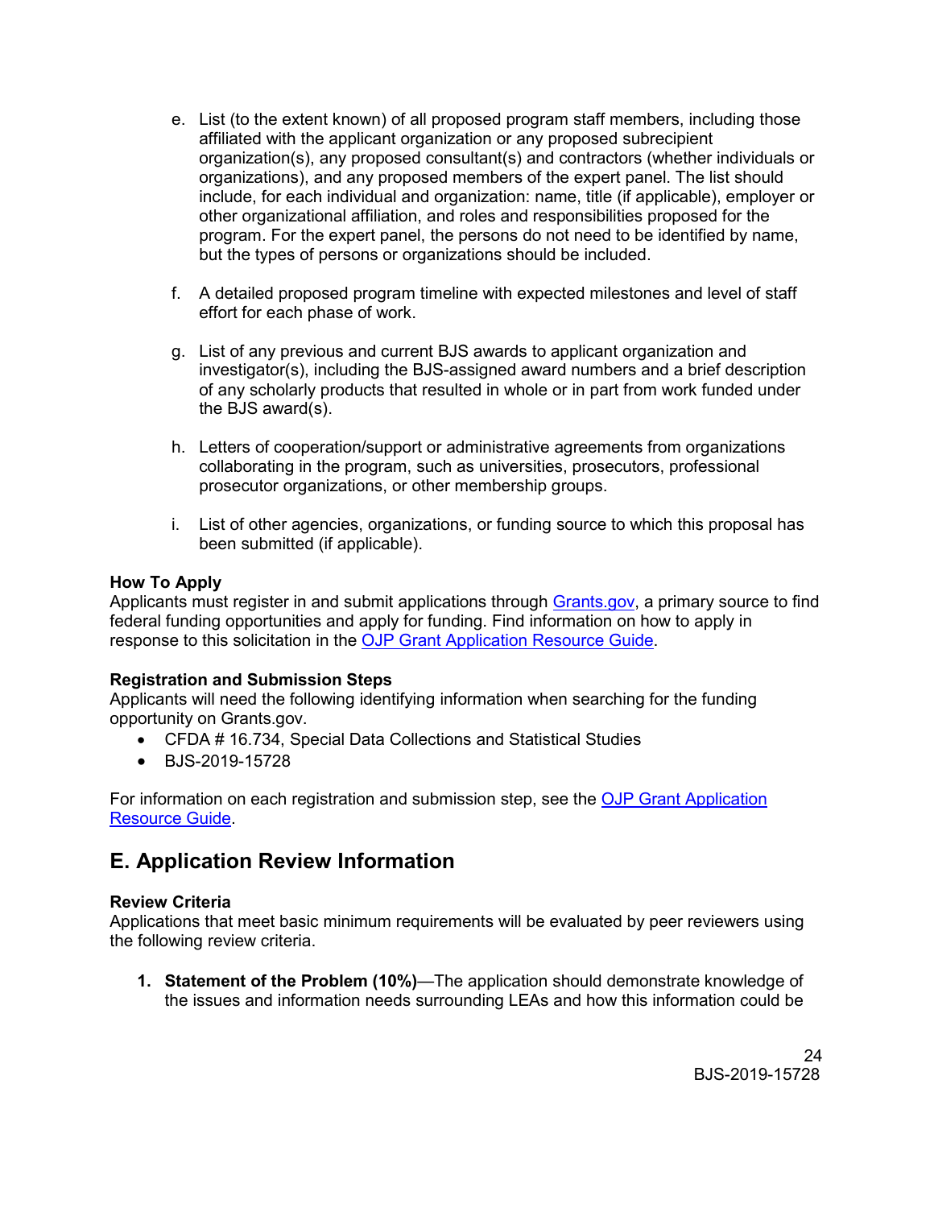e. List (to the extent known) of all proposed program staff members, including those affiliated with the applicant organization or any proposed subrecipient organization(s), any proposed consultant(s) and contractors (whether individuals or organizations), and any proposed members of the expert panel. The list should include, for each individual and organization: name, title (if applicable), employer or other organizational affiliation, and roles and responsibilities proposed for the program. For the expert panel, the persons do not need to be identified by name, but the types of persons or organizations should be included.

f. A detailed proposed program timeline with expected milestones and level of staff effort for each phase of work.

g. List of any previous and current BJS awards to applicant organization and investigator(s), including the BJS-assigned award numbers and a brief description of any scholarly products that resulted in whole or in part from work funded under the BJS award(s).

h. Letters of cooperation/support or administrative agreements from organizations collaborating in the program, such as universities, prosecutors, professional prosecutor organizations, or other membership groups.

i. List of other agencies, organizations, or funding source to which this proposal has been submitted (if applicable).

**How To Apply**
Applicants must register in and submit applications through Grants.gov, a primary source to find federal funding opportunities and apply for funding. Find information on how to apply in response to this solicitation in the OJP Grant Application Resource Guide.

**Registration and Submission Steps**
Applicants will need the following identifying information when searching for the funding opportunity on Grants.gov.

- CFDA # 16.734, Special Data Collections and Statistical Studies
- BJS-2019-15728

For information on each registration and submission step, see the OJP Grant Application Resource Guide.

## E. Application Review Information

**Review Criteria**
Applications that meet basic minimum requirements will be evaluated by peer reviewers using the following review criteria.

1. **Statement of the Problem (10%)**—The application should demonstrate knowledge of the issues and information needs surrounding LEAs and how this information could be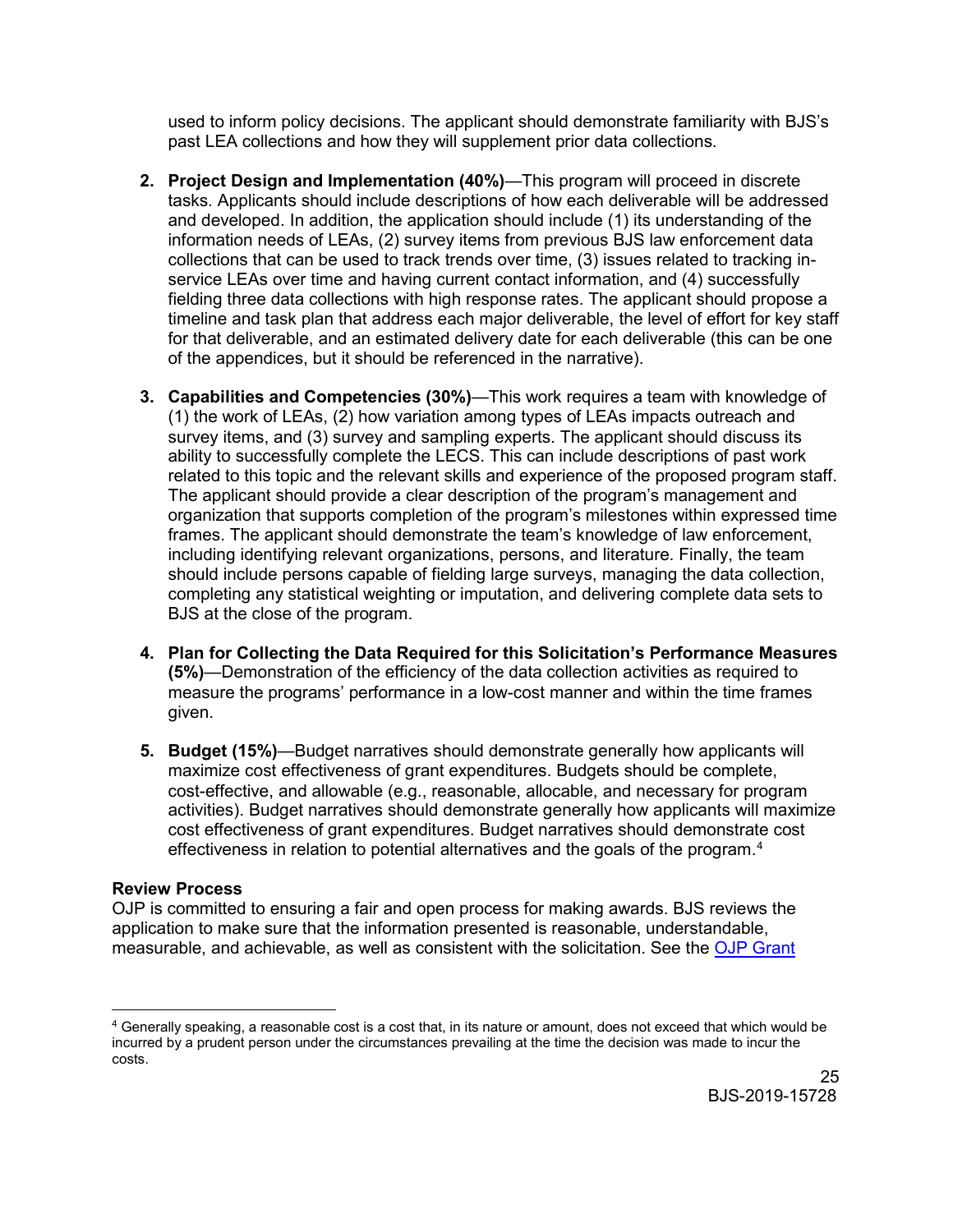used to inform policy decisions. The applicant should demonstrate familiarity with BJS's past LEA collections and how they will supplement prior data collections.

2. **Project Design and Implementation (40%)**—This program will proceed in discrete tasks. Applicants should include descriptions of how each deliverable will be addressed and developed. In addition, the application should include (1) its understanding of the information needs of LEAs, (2) survey items from previous BJS law enforcement data collections that can be used to track trends over time, (3) issues related to tracking in-service LEAs over time and having current contact information, and (4) successfully fielding three data collections with high response rates. The applicant should propose a timeline and task plan that address each major deliverable, the level of effort for key staff for that deliverable, and an estimated delivery date for each deliverable (this can be one of the appendices, but it should be referenced in the narrative).

3. **Capabilities and Competencies (30%)**—This work requires a team with knowledge of (1) the work of LEAs, (2) how variation among types of LEAs impacts outreach and survey items, and (3) survey and sampling experts. The applicant should discuss its ability to successfully complete the LECS. This can include descriptions of past work related to this topic and the relevant skills and experience of the proposed program staff. The applicant should provide a clear description of the program's management and organization that supports completion of the program's milestones within expressed time frames. The applicant should demonstrate the team's knowledge of law enforcement, including identifying relevant organizations, persons, and literature. Finally, the team should include persons capable of fielding large surveys, managing the data collection, completing any statistical weighting or imputation, and delivering complete data sets to BJS at the close of the program.

4. **Plan for Collecting the Data Required for this Solicitation's Performance Measures (5%)**—Demonstration of the efficiency of the data collection activities as required to measure the programs' performance in a low-cost manner and within the time frames given.

5. **Budget (15%)**—Budget narratives should demonstrate generally how applicants will maximize cost effectiveness of grant expenditures. Budgets should be complete, cost-effective, and allowable (e.g., reasonable, allocable, and necessary for program activities). Budget narratives should demonstrate generally how applicants will maximize cost effectiveness of grant expenditures. Budget narratives should demonstrate cost effectiveness in relation to potential alternatives and the goals of the program.[4]

**Review Process**

OJP is committed to ensuring a fair and open process for making awards. BJS reviews the application to make sure that the information presented is reasonable, understandable, measurable, and achievable, as well as consistent with the solicitation. See the OJP Grant

---

[4] Generally speaking, a reasonable cost is a cost that, in its nature or amount, does not exceed that which would be incurred by a prudent person under the circumstances prevailing at the time the decision was made to incur the costs.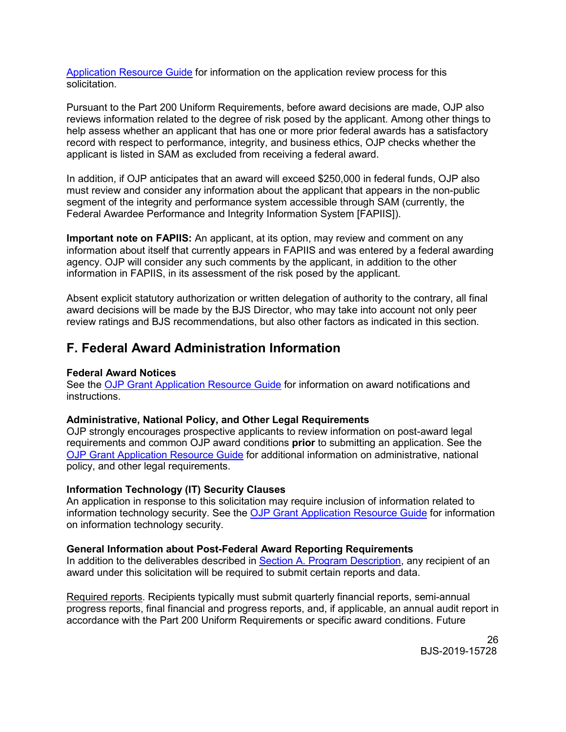Application Resource Guide for information on the application review process for this solicitation.

Pursuant to the Part 200 Uniform Requirements, before award decisions are made, OJP also reviews information related to the degree of risk posed by the applicant. Among other things to help assess whether an applicant that has one or more prior federal awards has a satisfactory record with respect to performance, integrity, and business ethics, OJP checks whether the applicant is listed in SAM as excluded from receiving a federal award.

In addition, if OJP anticipates that an award will exceed $250,000 in federal funds, OJP also must review and consider any information about the applicant that appears in the non-public segment of the integrity and performance system accessible through SAM (currently, the Federal Awardee Performance and Integrity Information System [FAPIIS]).

**Important note on FAPIIS:** An applicant, at its option, may review and comment on any information about itself that currently appears in FAPIIS and was entered by a federal awarding agency. OJP will consider any such comments by the applicant, in addition to the other information in FAPIIS, in its assessment of the risk posed by the applicant.

Absent explicit statutory authorization or written delegation of authority to the contrary, all final award decisions will be made by the BJS Director, who may take into account not only peer review ratings and BJS recommendations, but also other factors as indicated in this section.

## F. Federal Award Administration Information

**Federal Award Notices**
See the OJP Grant Application Resource Guide for information on award notifications and instructions.

**Administrative, National Policy, and Other Legal Requirements**
OJP strongly encourages prospective applicants to review information on post-award legal requirements and common OJP award conditions **prior** to submitting an application. See the OJP Grant Application Resource Guide for additional information on administrative, national policy, and other legal requirements.

**Information Technology (IT) Security Clauses**
An application in response to this solicitation may require inclusion of information related to information technology security. See the OJP Grant Application Resource Guide for information on information technology security.

**General Information about Post-Federal Award Reporting Requirements**
In addition to the deliverables described in Section A. Program Description, any recipient of an award under this solicitation will be required to submit certain reports and data.

Required reports. Recipients typically must submit quarterly financial reports, semi-annual progress reports, final financial and progress reports, and, if applicable, an annual audit report in accordance with the Part 200 Uniform Requirements or specific award conditions. Future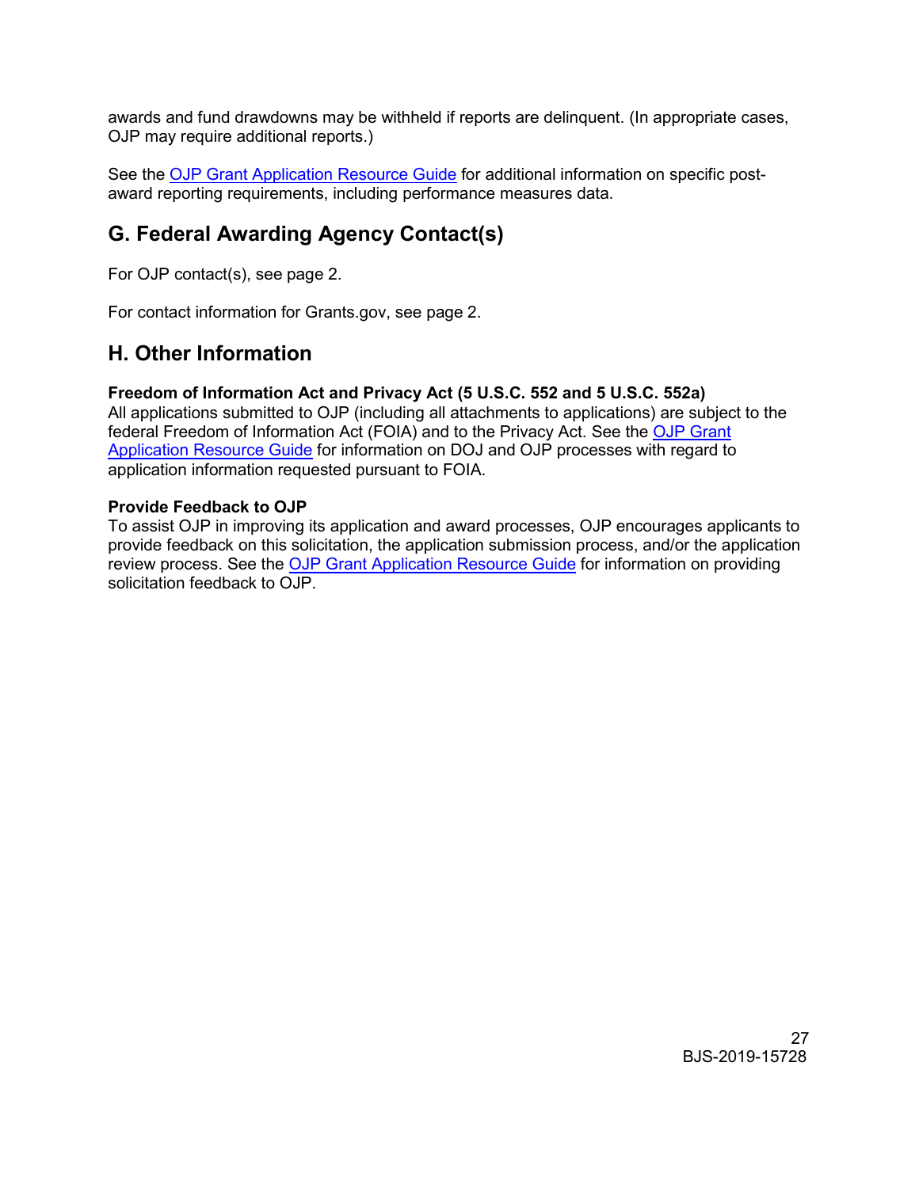awards and fund drawdowns may be withheld if reports are delinquent. (In appropriate cases, OJP may require additional reports.)

See the OJP Grant Application Resource Guide for additional information on specific post-award reporting requirements, including performance measures data.

## G. Federal Awarding Agency Contact(s)

For OJP contact(s), see page 2.

For contact information for Grants.gov, see page 2.

## H. Other Information

**Freedom of Information Act and Privacy Act (5 U.S.C. 552 and 5 U.S.C. 552a)**
All applications submitted to OJP (including all attachments to applications) are subject to the federal Freedom of Information Act (FOIA) and to the Privacy Act. See the OJP Grant Application Resource Guide for information on DOJ and OJP processes with regard to application information requested pursuant to FOIA.

**Provide Feedback to OJP**
To assist OJP in improving its application and award processes, OJP encourages applicants to provide feedback on this solicitation, the application submission process, and/or the application review process. See the OJP Grant Application Resource Guide for information on providing solicitation feedback to OJP.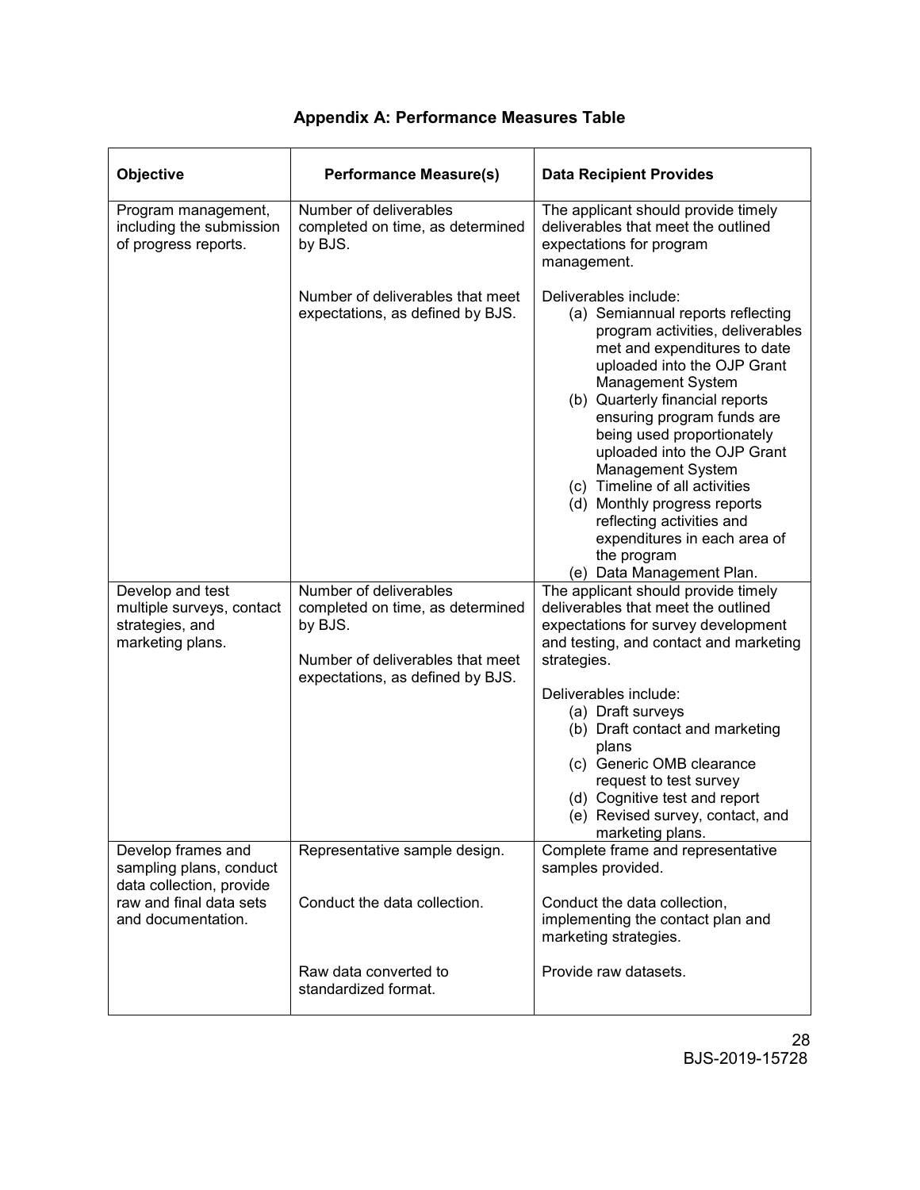## Appendix A: Performance Measures Table

| Objective | Performance Measure(s) | Data Recipient Provides |
|---|---|---|
| Program management, including the submission of progress reports. | Number of deliverables completed on time, as determined by BJS.<br><br>Number of deliverables that meet expectations, as defined by BJS. | The applicant should provide timely deliverables that meet the outlined expectations for program management.<br><br>Deliverables include:<br>(a) Semiannual reports reflecting program activities, deliverables met and expenditures to date uploaded into the OJP Grant Management System<br>(b) Quarterly financial reports ensuring program funds are being used proportionately uploaded into the OJP Grant Management System<br>(c) Timeline of all activities<br>(d) Monthly progress reports reflecting activities and expenditures in each area of the program<br>(e) Data Management Plan. |
| Develop and test multiple surveys, contact strategies, and marketing plans. | Number of deliverables completed on time, as determined by BJS.<br><br>Number of deliverables that meet expectations, as defined by BJS. | The applicant should provide timely deliverables that meet the outlined expectations for survey development and testing, and contact and marketing strategies.<br><br>Deliverables include:<br>(a) Draft surveys<br>(b) Draft contact and marketing plans<br>(c) Generic OMB clearance request to test survey<br>(d) Cognitive test and report<br>(e) Revised survey, contact, and marketing plans. |
| Develop frames and sampling plans, conduct data collection, provide raw and final data sets and documentation. | Representative sample design. | Complete frame and representative samples provided. |
| | Conduct the data collection. | Conduct the data collection, implementing the contact plan and marketing strategies. |
| | Raw data converted to standardized format. | Provide raw datasets. |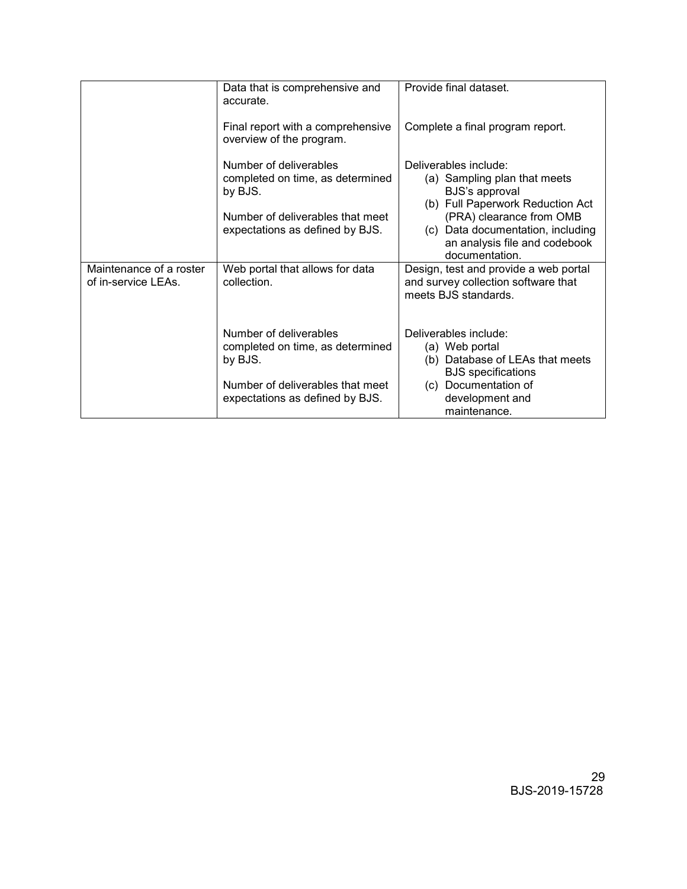| | | |
|---|---|---|
| | Data that is comprehensive and accurate. | Provide final dataset. |
| | Final report with a comprehensive overview of the program. | Complete a final program report. |
| | Number of deliverables completed on time, as determined by BJS.<br><br>Number of deliverables that meet expectations as defined by BJS. | Deliverables include:<br>(a) Sampling plan that meets BJS's approval<br>(b) Full Paperwork Reduction Act (PRA) clearance from OMB<br>(c) Data documentation, including an analysis file and codebook documentation. |
| Maintenance of a roster of in-service LEAs. | Web portal that allows for data collection. | Design, test and provide a web portal and survey collection software that meets BJS standards. |
| | Number of deliverables completed on time, as determined by BJS.<br><br>Number of deliverables that meet expectations as defined by BJS. | Deliverables include:<br>(a) Web portal<br>(b) Database of LEAs that meets BJS specifications<br>(c) Documentation of development and maintenance. |

BJS-2019-15728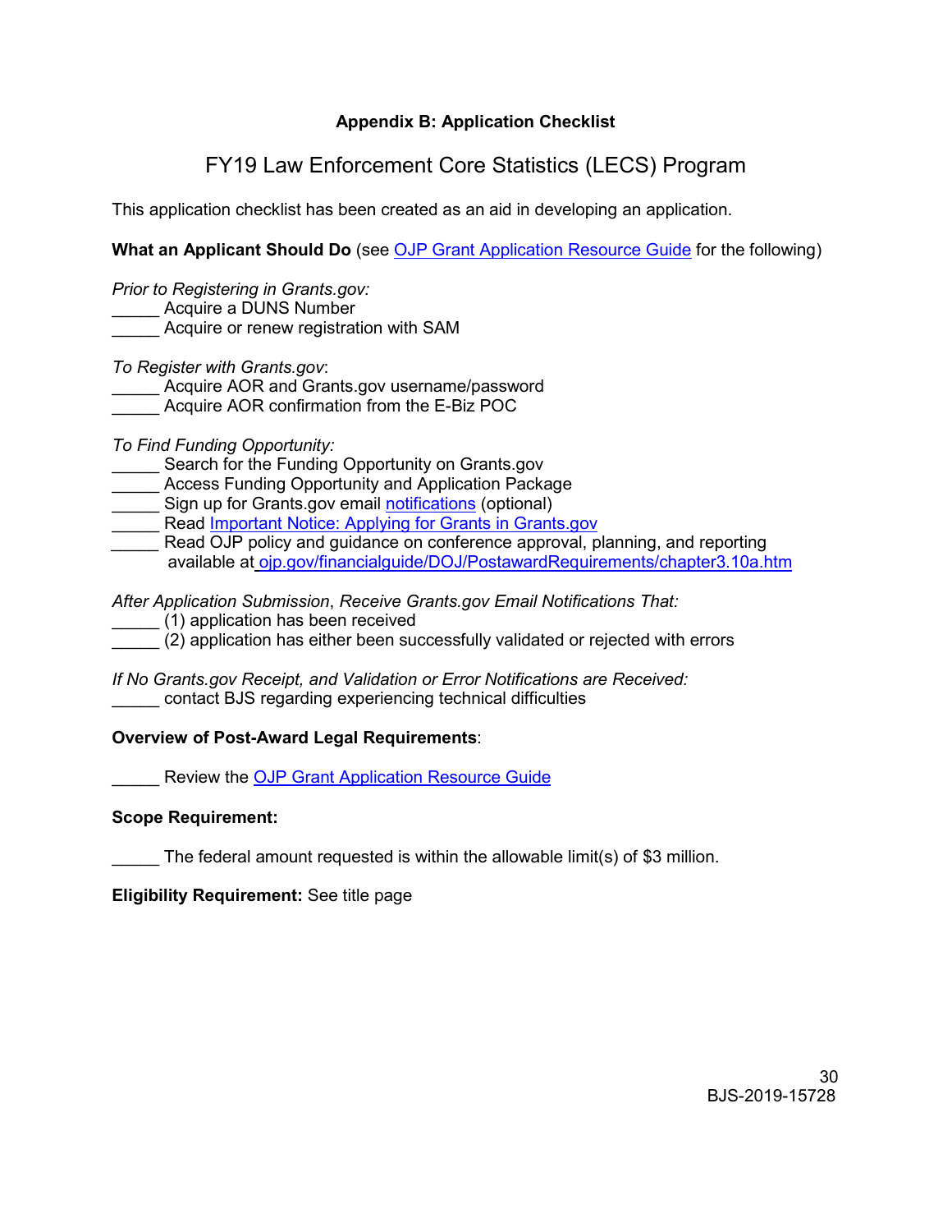## Appendix B: Application Checklist

# FY19 Law Enforcement Core Statistics (LECS) Program

This application checklist has been created as an aid in developing an application.

**What an Applicant Should Do** (see OJP Grant Application Resource Guide for the following)

*Prior to Registering in Grants.gov:*
_____ Acquire a DUNS Number
_____ Acquire or renew registration with SAM

*To Register with Grants.gov*:
_____ Acquire AOR and Grants.gov username/password
_____ Acquire AOR confirmation from the E-Biz POC

*To Find Funding Opportunity:*
_____ Search for the Funding Opportunity on Grants.gov
_____ Access Funding Opportunity and Application Package
_____ Sign up for Grants.gov email notifications (optional)
_____ Read Important Notice: Applying for Grants in Grants.gov
_____ Read OJP policy and guidance on conference approval, planning, and reporting available at ojp.gov/financialguide/DOJ/PostawardRequirements/chapter3.10a.htm

*After Application Submission*, *Receive Grants.gov Email Notifications That:*
_____ (1) application has been received
_____ (2) application has either been successfully validated or rejected with errors

*If No Grants.gov Receipt, and Validation or Error Notifications are Received:*
_____ contact BJS regarding experiencing technical difficulties

**Overview of Post-Award Legal Requirements**:

_____ Review the OJP Grant Application Resource Guide

**Scope Requirement:**

_____ The federal amount requested is within the allowable limit(s) of $3 million.

**Eligibility Requirement:** See title page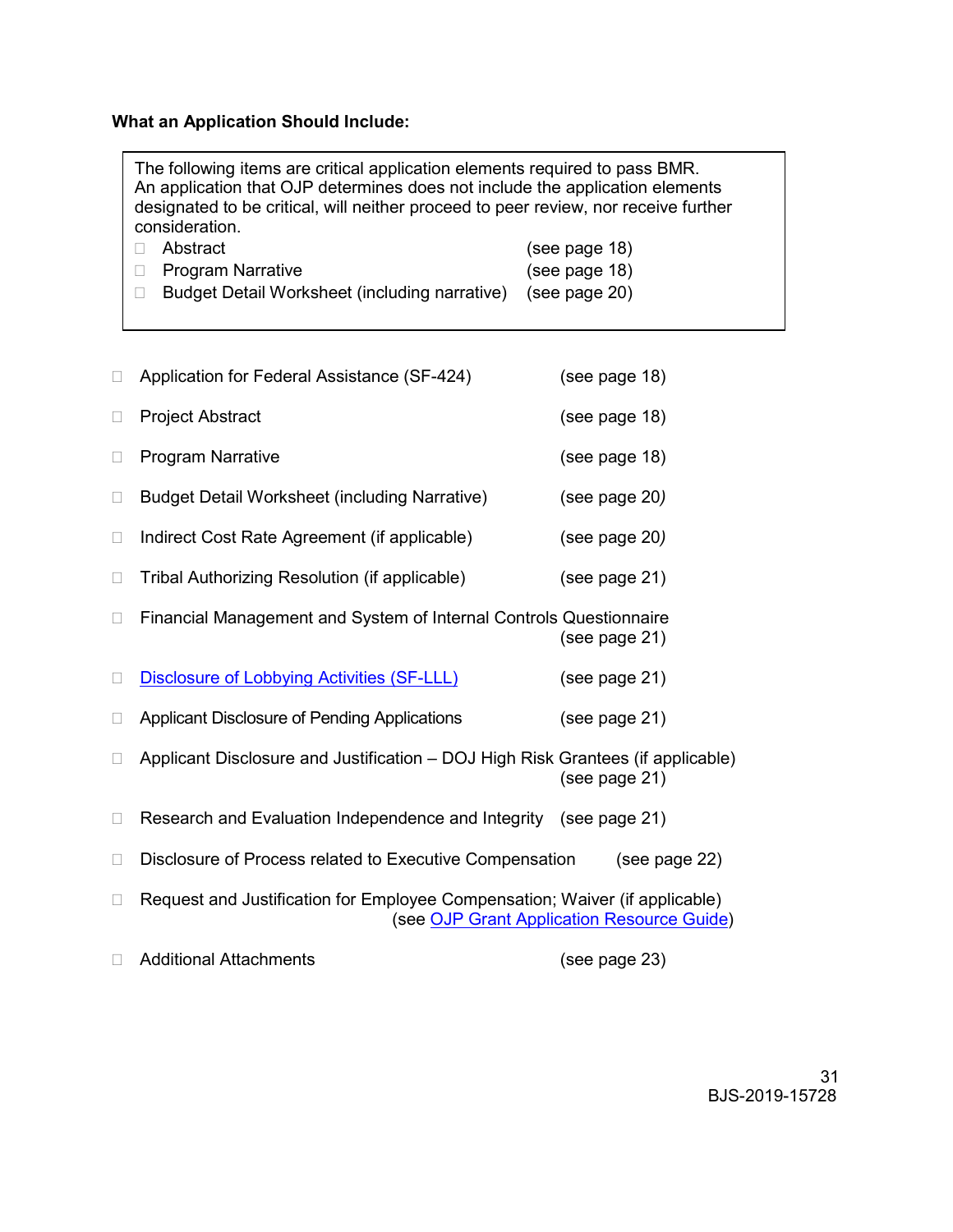**What an Application Should Include:**

> The following items are critical application elements required to pass BMR. An application that OJP determines does not include the application elements designated to be critical, will neither proceed to peer review, nor receive further consideration.
>
> - ☐ Abstract (see page 18)
> - ☐ Program Narrative (see page 18)
> - ☐ Budget Detail Worksheet (including narrative) (see page 20)

- ☐ Application for Federal Assistance (SF-424) (see page 18)
- ☐ Project Abstract (see page 18)
- ☐ Program Narrative (see page 18)
- ☐ Budget Detail Worksheet (including Narrative) (see page 20)
- ☐ Indirect Cost Rate Agreement (if applicable) (see page 20)
- ☐ Tribal Authorizing Resolution (if applicable) (see page 21)
- ☐ Financial Management and System of Internal Controls Questionnaire (see page 21)
- ☐ Disclosure of Lobbying Activities (SF-LLL) (see page 21)
- ☐ Applicant Disclosure of Pending Applications (see page 21)
- ☐ Applicant Disclosure and Justification – DOJ High Risk Grantees (if applicable) (see page 21)
- ☐ Research and Evaluation Independence and Integrity (see page 21)
- ☐ Disclosure of Process related to Executive Compensation (see page 22)
- ☐ Request and Justification for Employee Compensation; Waiver (if applicable) (see OJP Grant Application Resource Guide)
- ☐ Additional Attachments (see page 23)